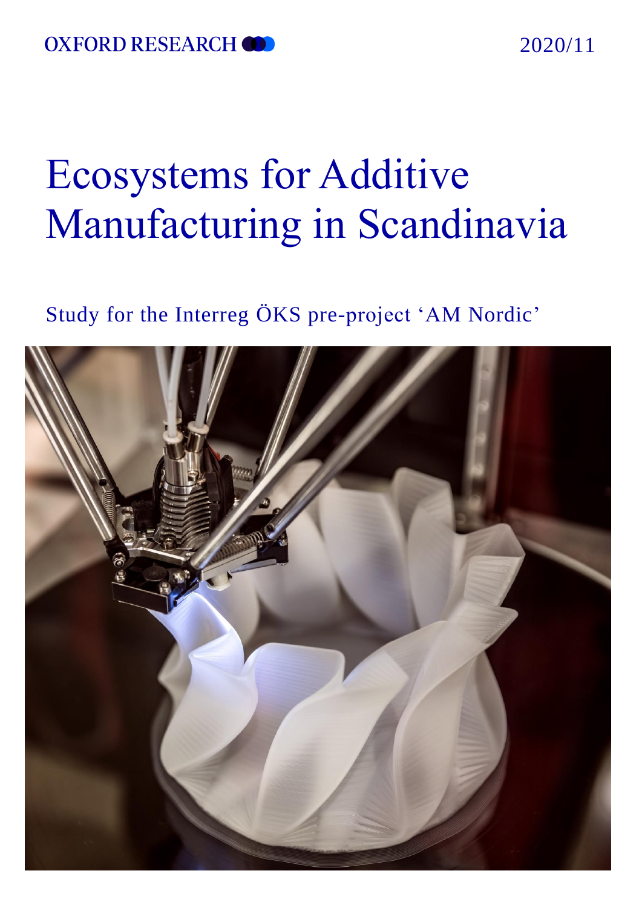OXFORD RESEARCH

2020/11

# Ecosystems for Additive Manufacturing in Scandinavia

Study for the Interreg ÖKS pre-project 'AM Nordic'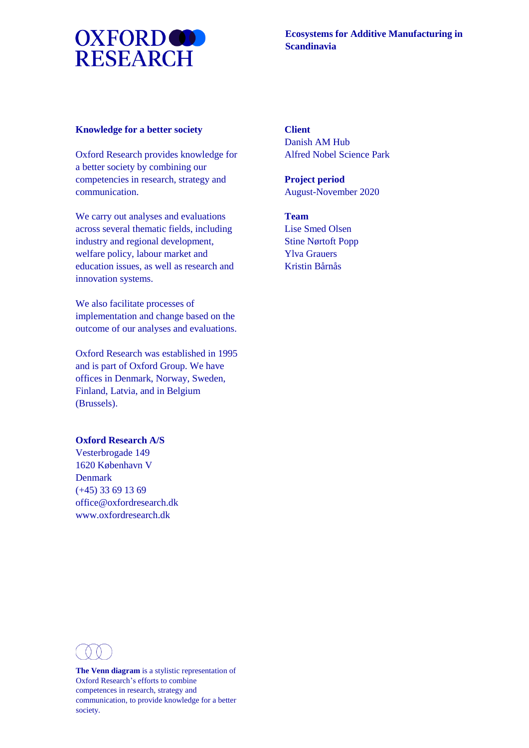OXFORD RESEARCH

**Ecosystems for Additive Manufacturing in Scandinavia**

**Knowledge for a better society**

Oxford Research provides knowledge for a better society by combining our competencies in research, strategy and communication.

We carry out analyses and evaluations across several thematic fields, including industry and regional development, welfare policy, labour market and education issues, as well as research and innovation systems.

We also facilitate processes of implementation and change based on the outcome of our analyses and evaluations.

Oxford Research was established in 1995 and is part of Oxford Group. We have offices in Denmark, Norway, Sweden, Finland, Latvia, and in Belgium (Brussels).

**Oxford Research A/S**
Vesterbrogade 149
1620 København V
Denmark
(+45) 33 69 13 69
office@oxfordresearch.dk
www.oxfordresearch.dk

**Client**
Danish AM Hub
Alfred Nobel Science Park

**Project period**
August-November 2020

**Team**
Lise Smed Olsen
Stine Nørtoft Popp
Ylva Grauers
Kristin Bårnås

**The Venn diagram** is a stylistic representation of Oxford Research's efforts to combine competences in research, strategy and communication, to provide knowledge for a better society.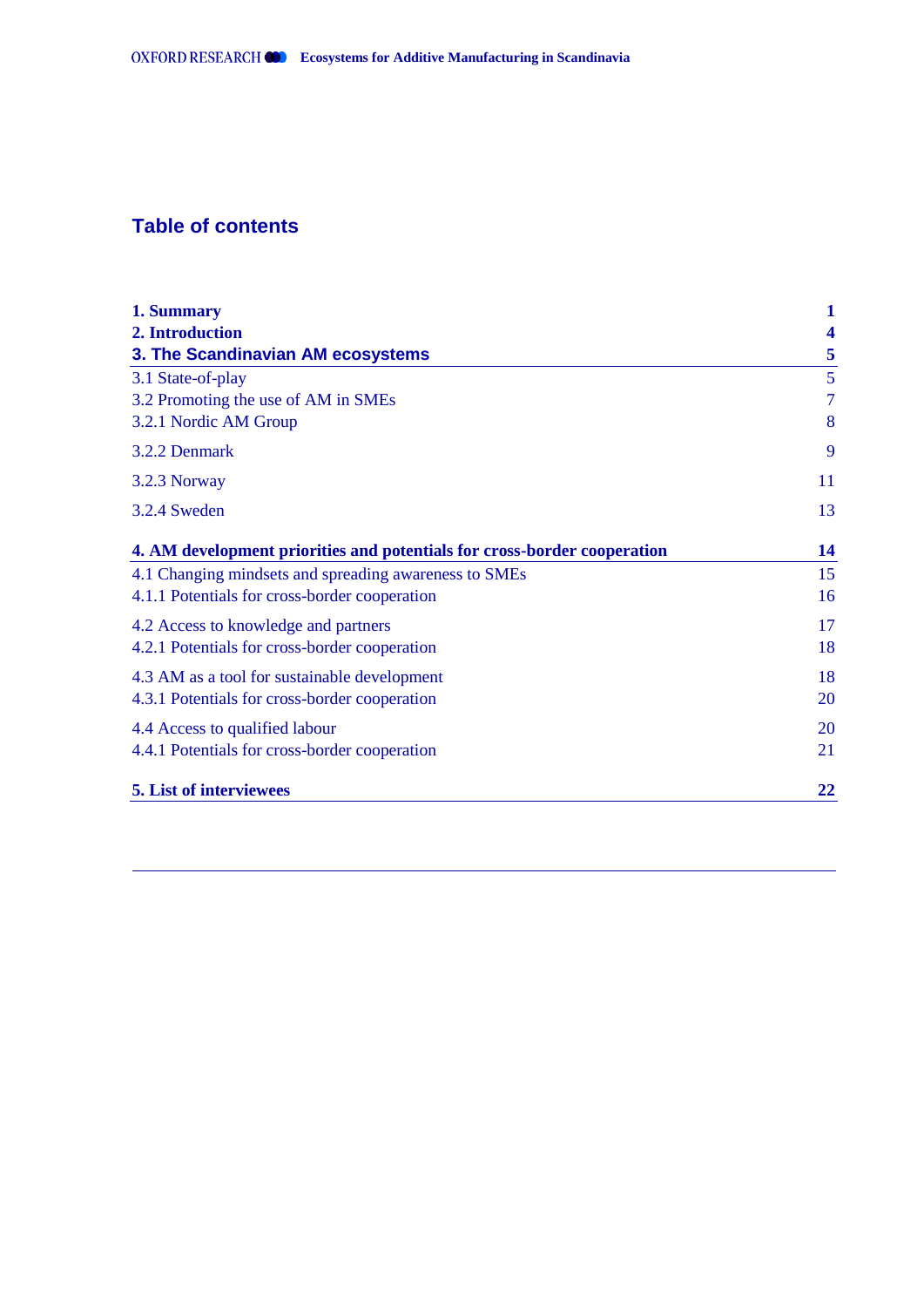## Table of contents

| | |
|---|---|
| **1. Summary** | **1** |
| **2. Introduction** | **4** |
| **3. The Scandinavian AM ecosystems** | **5** |
| 3.1 State-of-play | 5 |
| 3.2 Promoting the use of AM in SMEs | 7 |
| 3.2.1 Nordic AM Group | 8 |
| 3.2.2 Denmark | 9 |
| 3.2.3 Norway | 11 |
| 3.2.4 Sweden | 13 |
| **4. AM development priorities and potentials for cross-border cooperation** | **14** |
| 4.1 Changing mindsets and spreading awareness to SMEs | 15 |
| 4.1.1 Potentials for cross-border cooperation | 16 |
| 4.2 Access to knowledge and partners | 17 |
| 4.2.1 Potentials for cross-border cooperation | 18 |
| 4.3 AM as a tool for sustainable development | 18 |
| 4.3.1 Potentials for cross-border cooperation | 20 |
| 4.4 Access to qualified labour | 20 |
| 4.4.1 Potentials for cross-border cooperation | 21 |
| **5. List of interviewees** | **22** |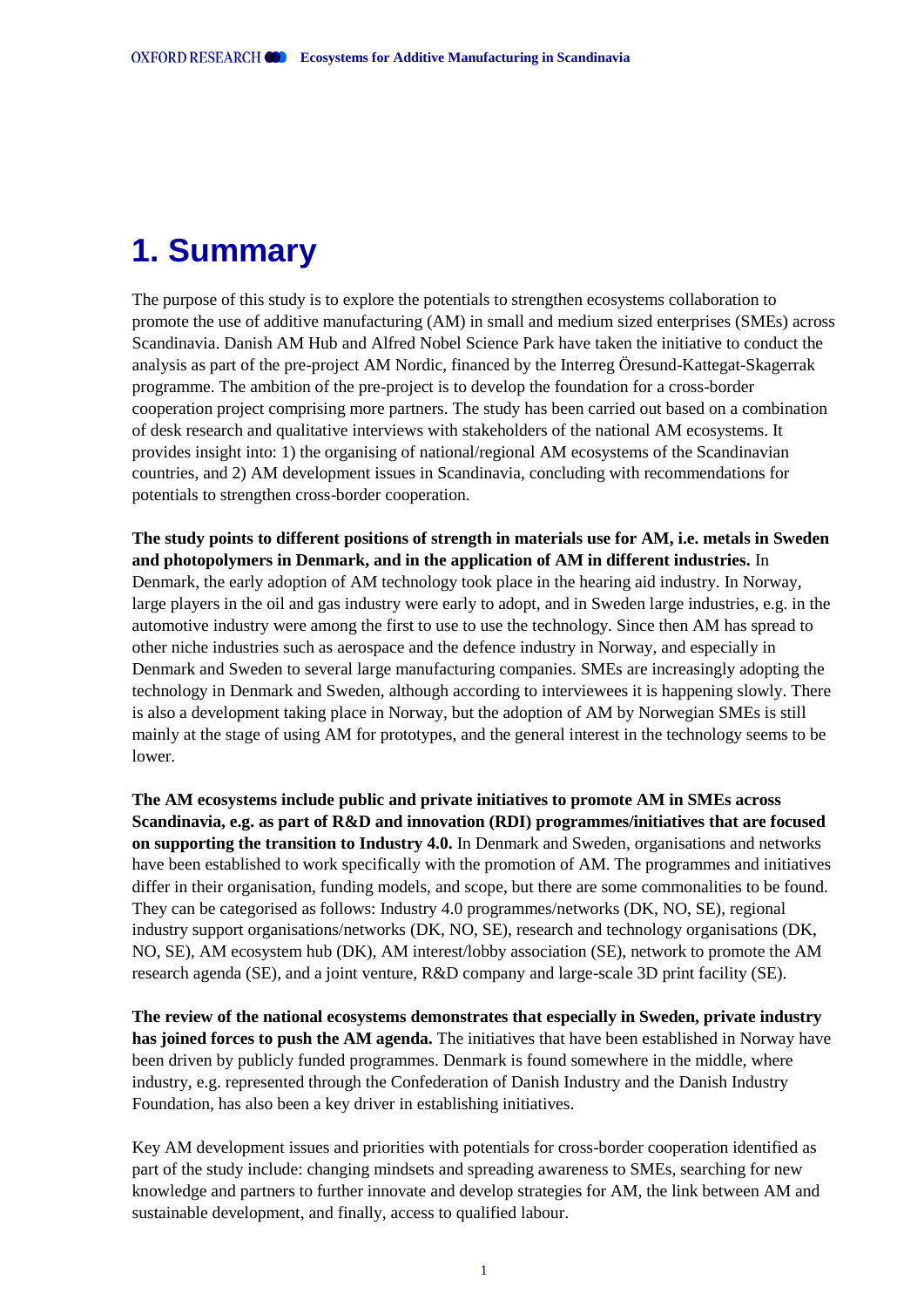# 1. Summary

The purpose of this study is to explore the potentials to strengthen ecosystems collaboration to promote the use of additive manufacturing (AM) in small and medium sized enterprises (SMEs) across Scandinavia. Danish AM Hub and Alfred Nobel Science Park have taken the initiative to conduct the analysis as part of the pre-project AM Nordic, financed by the Interreg Öresund-Kattegat-Skagerrak programme. The ambition of the pre-project is to develop the foundation for a cross-border cooperation project comprising more partners. The study has been carried out based on a combination of desk research and qualitative interviews with stakeholders of the national AM ecosystems. It provides insight into: 1) the organising of national/regional AM ecosystems of the Scandinavian countries, and 2) AM development issues in Scandinavia, concluding with recommendations for potentials to strengthen cross-border cooperation.

**The study points to different positions of strength in materials use for AM, i.e. metals in Sweden and photopolymers in Denmark, and in the application of AM in different industries.** In Denmark, the early adoption of AM technology took place in the hearing aid industry. In Norway, large players in the oil and gas industry were early to adopt, and in Sweden large industries, e.g. in the automotive industry were among the first to use to use the technology. Since then AM has spread to other niche industries such as aerospace and the defence industry in Norway, and especially in Denmark and Sweden to several large manufacturing companies. SMEs are increasingly adopting the technology in Denmark and Sweden, although according to interviewees it is happening slowly. There is also a development taking place in Norway, but the adoption of AM by Norwegian SMEs is still mainly at the stage of using AM for prototypes, and the general interest in the technology seems to be lower.

**The AM ecosystems include public and private initiatives to promote AM in SMEs across Scandinavia, e.g. as part of R&D and innovation (RDI) programmes/initiatives that are focused on supporting the transition to Industry 4.0.** In Denmark and Sweden, organisations and networks have been established to work specifically with the promotion of AM. The programmes and initiatives differ in their organisation, funding models, and scope, but there are some commonalities to be found. They can be categorised as follows: Industry 4.0 programmes/networks (DK, NO, SE), regional industry support organisations/networks (DK, NO, SE), research and technology organisations (DK, NO, SE), AM ecosystem hub (DK), AM interest/lobby association (SE), network to promote the AM research agenda (SE), and a joint venture, R&D company and large-scale 3D print facility (SE).

**The review of the national ecosystems demonstrates that especially in Sweden, private industry has joined forces to push the AM agenda.** The initiatives that have been established in Norway have been driven by publicly funded programmes. Denmark is found somewhere in the middle, where industry, e.g. represented through the Confederation of Danish Industry and the Danish Industry Foundation, has also been a key driver in establishing initiatives.

Key AM development issues and priorities with potentials for cross-border cooperation identified as part of the study include: changing mindsets and spreading awareness to SMEs, searching for new knowledge and partners to further innovate and develop strategies for AM, the link between AM and sustainable development, and finally, access to qualified labour.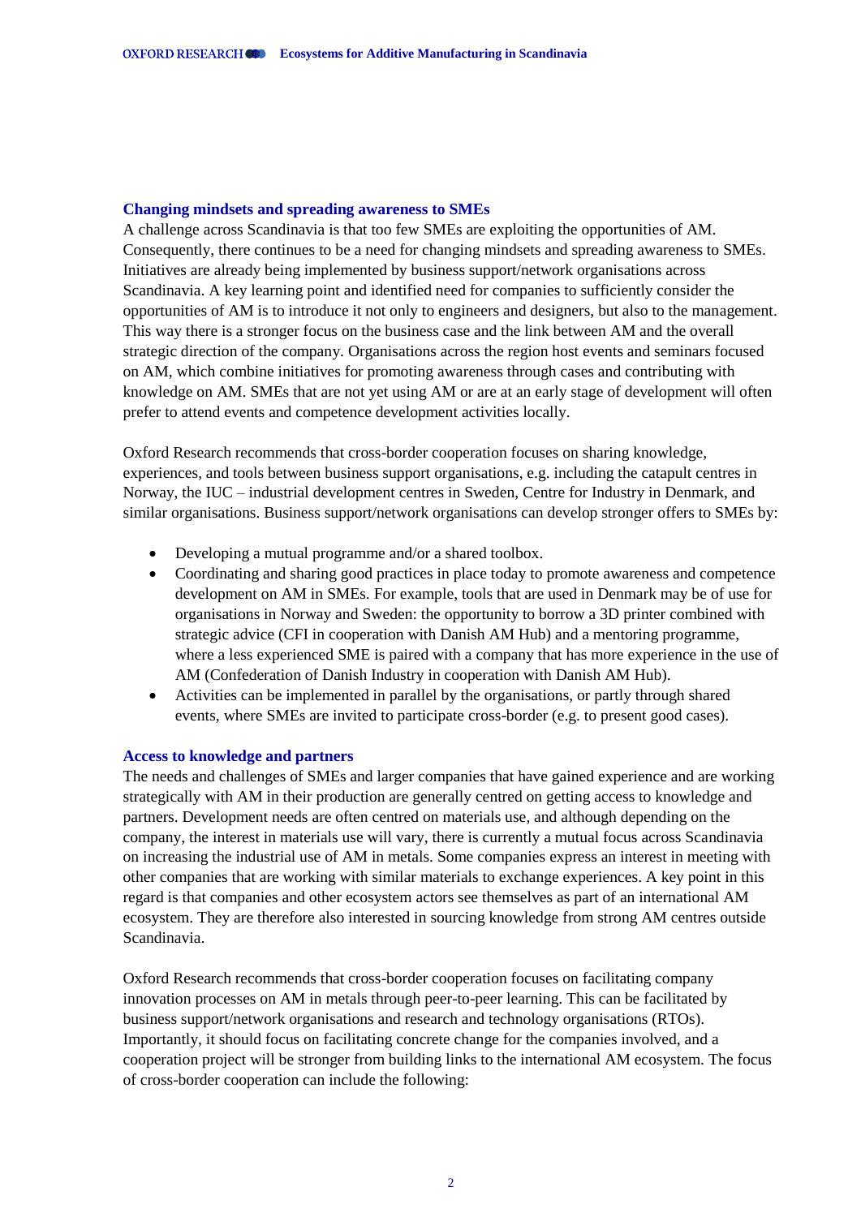### Changing mindsets and spreading awareness to SMEs

A challenge across Scandinavia is that too few SMEs are exploiting the opportunities of AM. Consequently, there continues to be a need for changing mindsets and spreading awareness to SMEs. Initiatives are already being implemented by business support/network organisations across Scandinavia. A key learning point and identified need for companies to sufficiently consider the opportunities of AM is to introduce it not only to engineers and designers, but also to the management. This way there is a stronger focus on the business case and the link between AM and the overall strategic direction of the company. Organisations across the region host events and seminars focused on AM, which combine initiatives for promoting awareness through cases and contributing with knowledge on AM. SMEs that are not yet using AM or are at an early stage of development will often prefer to attend events and competence development activities locally.

Oxford Research recommends that cross-border cooperation focuses on sharing knowledge, experiences, and tools between business support organisations, e.g. including the catapult centres in Norway, the IUC – industrial development centres in Sweden, Centre for Industry in Denmark, and similar organisations. Business support/network organisations can develop stronger offers to SMEs by:

- Developing a mutual programme and/or a shared toolbox.
- Coordinating and sharing good practices in place today to promote awareness and competence development on AM in SMEs. For example, tools that are used in Denmark may be of use for organisations in Norway and Sweden: the opportunity to borrow a 3D printer combined with strategic advice (CFI in cooperation with Danish AM Hub) and a mentoring programme, where a less experienced SME is paired with a company that has more experience in the use of AM (Confederation of Danish Industry in cooperation with Danish AM Hub).
- Activities can be implemented in parallel by the organisations, or partly through shared events, where SMEs are invited to participate cross-border (e.g. to present good cases).

### Access to knowledge and partners

The needs and challenges of SMEs and larger companies that have gained experience and are working strategically with AM in their production are generally centred on getting access to knowledge and partners. Development needs are often centred on materials use, and although depending on the company, the interest in materials use will vary, there is currently a mutual focus across Scandinavia on increasing the industrial use of AM in metals. Some companies express an interest in meeting with other companies that are working with similar materials to exchange experiences. A key point in this regard is that companies and other ecosystem actors see themselves as part of an international AM ecosystem. They are therefore also interested in sourcing knowledge from strong AM centres outside Scandinavia.

Oxford Research recommends that cross-border cooperation focuses on facilitating company innovation processes on AM in metals through peer-to-peer learning. This can be facilitated by business support/network organisations and research and technology organisations (RTOs). Importantly, it should focus on facilitating concrete change for the companies involved, and a cooperation project will be stronger from building links to the international AM ecosystem. The focus of cross-border cooperation can include the following: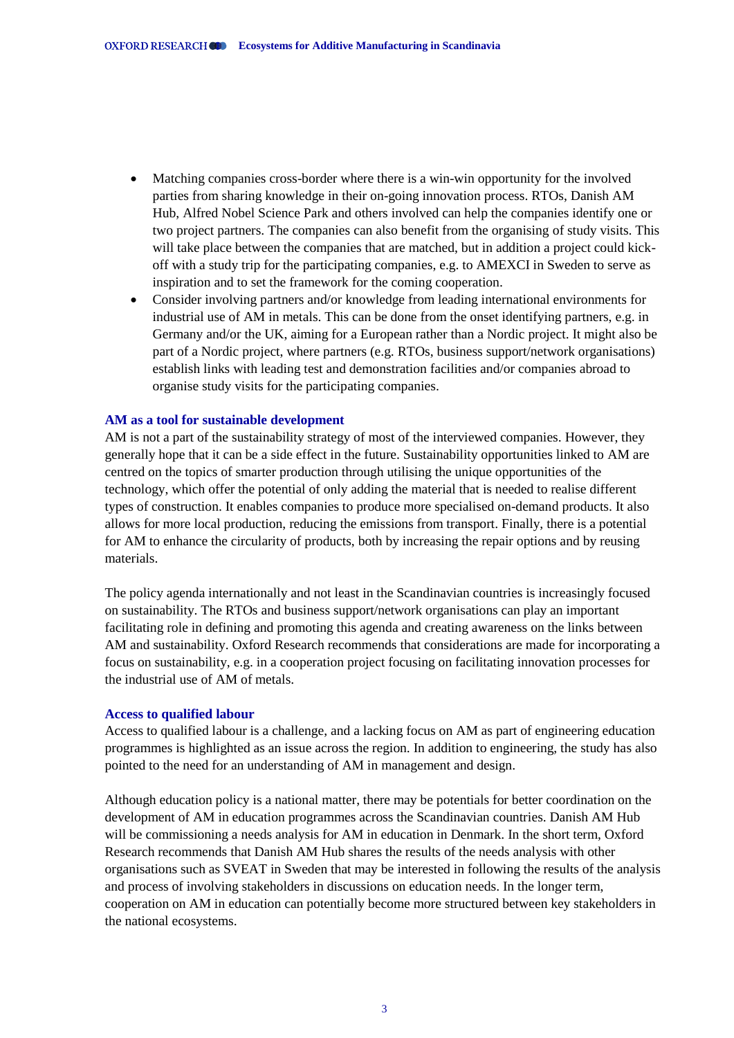- Matching companies cross-border where there is a win-win opportunity for the involved parties from sharing knowledge in their on-going innovation process. RTOs, Danish AM Hub, Alfred Nobel Science Park and others involved can help the companies identify one or two project partners. The companies can also benefit from the organising of study visits. This will take place between the companies that are matched, but in addition a project could kick-off with a study trip for the participating companies, e.g. to AMEXCI in Sweden to serve as inspiration and to set the framework for the coming cooperation.
- Consider involving partners and/or knowledge from leading international environments for industrial use of AM in metals. This can be done from the onset identifying partners, e.g. in Germany and/or the UK, aiming for a European rather than a Nordic project. It might also be part of a Nordic project, where partners (e.g. RTOs, business support/network organisations) establish links with leading test and demonstration facilities and/or companies abroad to organise study visits for the participating companies.

### AM as a tool for sustainable development

AM is not a part of the sustainability strategy of most of the interviewed companies. However, they generally hope that it can be a side effect in the future. Sustainability opportunities linked to AM are centred on the topics of smarter production through utilising the unique opportunities of the technology, which offer the potential of only adding the material that is needed to realise different types of construction. It enables companies to produce more specialised on-demand products. It also allows for more local production, reducing the emissions from transport. Finally, there is a potential for AM to enhance the circularity of products, both by increasing the repair options and by reusing materials.

The policy agenda internationally and not least in the Scandinavian countries is increasingly focused on sustainability. The RTOs and business support/network organisations can play an important facilitating role in defining and promoting this agenda and creating awareness on the links between AM and sustainability. Oxford Research recommends that considerations are made for incorporating a focus on sustainability, e.g. in a cooperation project focusing on facilitating innovation processes for the industrial use of AM of metals.

### Access to qualified labour

Access to qualified labour is a challenge, and a lacking focus on AM as part of engineering education programmes is highlighted as an issue across the region. In addition to engineering, the study has also pointed to the need for an understanding of AM in management and design.

Although education policy is a national matter, there may be potentials for better coordination on the development of AM in education programmes across the Scandinavian countries. Danish AM Hub will be commissioning a needs analysis for AM in education in Denmark. In the short term, Oxford Research recommends that Danish AM Hub shares the results of the needs analysis with other organisations such as SVEAT in Sweden that may be interested in following the results of the analysis and process of involving stakeholders in discussions on education needs. In the longer term, cooperation on AM in education can potentially become more structured between key stakeholders in the national ecosystems.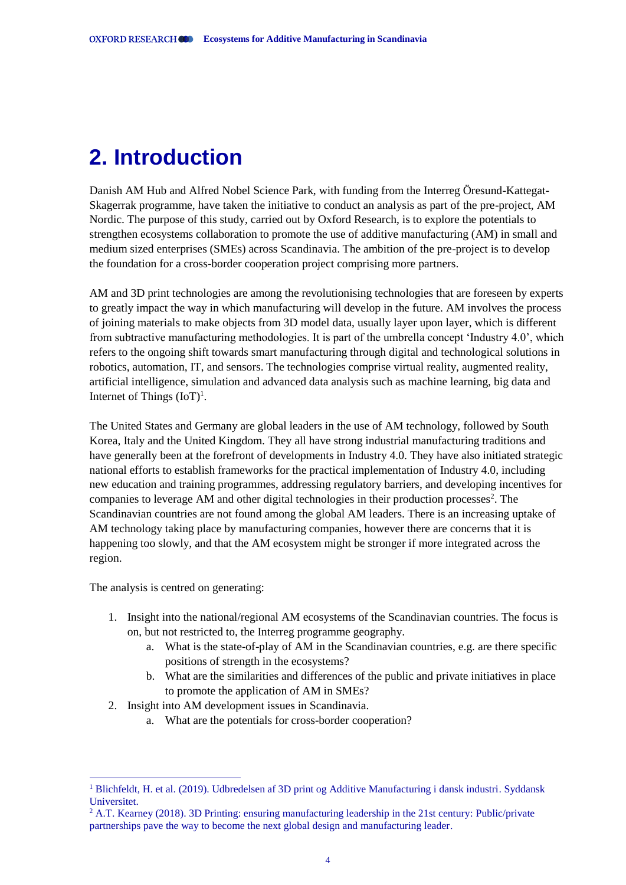# 2. Introduction

Danish AM Hub and Alfred Nobel Science Park, with funding from the Interreg Öresund-Kattegat-Skagerrak programme, have taken the initiative to conduct an analysis as part of the pre-project, AM Nordic. The purpose of this study, carried out by Oxford Research, is to explore the potentials to strengthen ecosystems collaboration to promote the use of additive manufacturing (AM) in small and medium sized enterprises (SMEs) across Scandinavia. The ambition of the pre-project is to develop the foundation for a cross-border cooperation project comprising more partners.

AM and 3D print technologies are among the revolutionising technologies that are foreseen by experts to greatly impact the way in which manufacturing will develop in the future. AM involves the process of joining materials to make objects from 3D model data, usually layer upon layer, which is different from subtractive manufacturing methodologies. It is part of the umbrella concept 'Industry 4.0', which refers to the ongoing shift towards smart manufacturing through digital and technological solutions in robotics, automation, IT, and sensors. The technologies comprise virtual reality, augmented reality, artificial intelligence, simulation and advanced data analysis such as machine learning, big data and Internet of Things (IoT)[1].

The United States and Germany are global leaders in the use of AM technology, followed by South Korea, Italy and the United Kingdom. They all have strong industrial manufacturing traditions and have generally been at the forefront of developments in Industry 4.0. They have also initiated strategic national efforts to establish frameworks for the practical implementation of Industry 4.0, including new education and training programmes, addressing regulatory barriers, and developing incentives for companies to leverage AM and other digital technologies in their production processes[2]. The Scandinavian countries are not found among the global AM leaders. There is an increasing uptake of AM technology taking place by manufacturing companies, however there are concerns that it is happening too slowly, and that the AM ecosystem might be stronger if more integrated across the region.

The analysis is centred on generating:

1. Insight into the national/regional AM ecosystems of the Scandinavian countries. The focus is on, but not restricted to, the Interreg programme geography.
    a. What is the state-of-play of AM in the Scandinavian countries, e.g. are there specific positions of strength in the ecosystems?
    b. What are the similarities and differences of the public and private initiatives in place to promote the application of AM in SMEs?
2. Insight into AM development issues in Scandinavia.
    a. What are the potentials for cross-border cooperation?

[1] Blichfeldt, H. et al. (2019). Udbredelsen af 3D print og Additive Manufacturing i dansk industri. Syddansk Universitet.

[2] A.T. Kearney (2018). 3D Printing: ensuring manufacturing leadership in the 21st century: Public/private partnerships pave the way to become the next global design and manufacturing leader.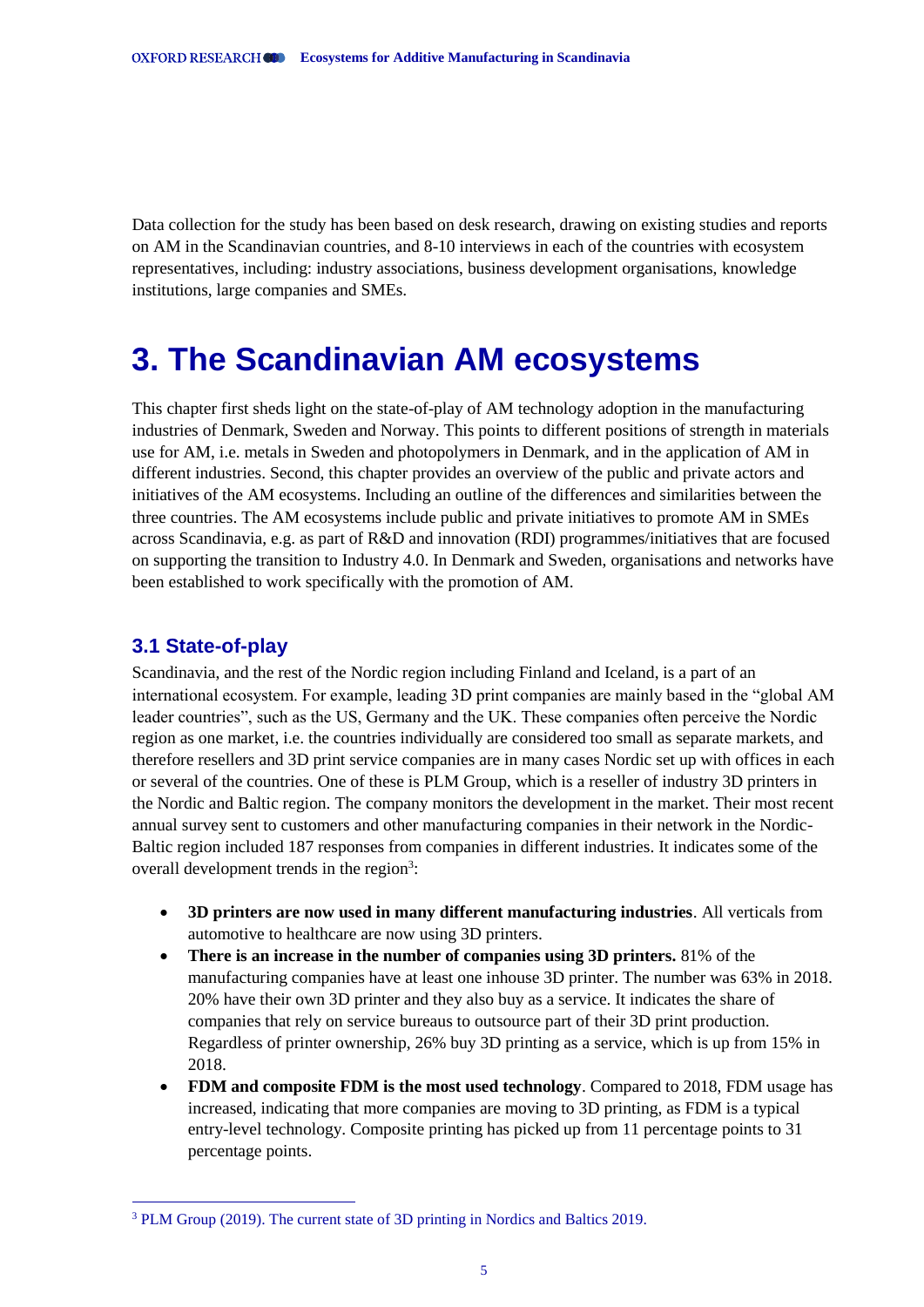Data collection for the study has been based on desk research, drawing on existing studies and reports on AM in the Scandinavian countries, and 8-10 interviews in each of the countries with ecosystem representatives, including: industry associations, business development organisations, knowledge institutions, large companies and SMEs.

# 3. The Scandinavian AM ecosystems

This chapter first sheds light on the state-of-play of AM technology adoption in the manufacturing industries of Denmark, Sweden and Norway. This points to different positions of strength in materials use for AM, i.e. metals in Sweden and photopolymers in Denmark, and in the application of AM in different industries. Second, this chapter provides an overview of the public and private actors and initiatives of the AM ecosystems. Including an outline of the differences and similarities between the three countries. The AM ecosystems include public and private initiatives to promote AM in SMEs across Scandinavia, e.g. as part of R&D and innovation (RDI) programmes/initiatives that are focused on supporting the transition to Industry 4.0. In Denmark and Sweden, organisations and networks have been established to work specifically with the promotion of AM.

## 3.1 State-of-play

Scandinavia, and the rest of the Nordic region including Finland and Iceland, is a part of an international ecosystem. For example, leading 3D print companies are mainly based in the "global AM leader countries", such as the US, Germany and the UK. These companies often perceive the Nordic region as one market, i.e. the countries individually are considered too small as separate markets, and therefore resellers and 3D print service companies are in many cases Nordic set up with offices in each or several of the countries. One of these is PLM Group, which is a reseller of industry 3D printers in the Nordic and Baltic region. The company monitors the development in the market. Their most recent annual survey sent to customers and other manufacturing companies in their network in the Nordic-Baltic region included 187 responses from companies in different industries. It indicates some of the overall development trends in the region[3]:

- **3D printers are now used in many different manufacturing industries**. All verticals from automotive to healthcare are now using 3D printers.
- **There is an increase in the number of companies using 3D printers.** 81% of the manufacturing companies have at least one inhouse 3D printer. The number was 63% in 2018. 20% have their own 3D printer and they also buy as a service. It indicates the share of companies that rely on service bureaus to outsource part of their 3D print production. Regardless of printer ownership, 26% buy 3D printing as a service, which is up from 15% in 2018.
- **FDM and composite FDM is the most used technology**. Compared to 2018, FDM usage has increased, indicating that more companies are moving to 3D printing, as FDM is a typical entry-level technology. Composite printing has picked up from 11 percentage points to 31 percentage points.

[3] PLM Group (2019). The current state of 3D printing in Nordics and Baltics 2019.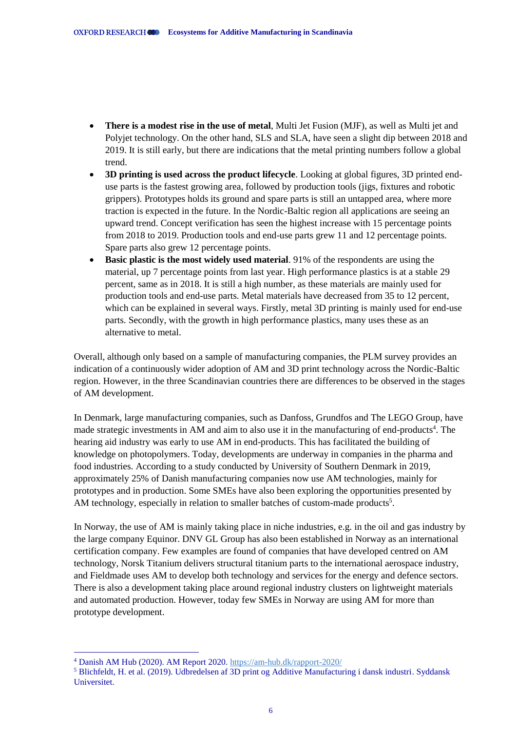- **There is a modest rise in the use of metal**, Multi Jet Fusion (MJF), as well as Multi jet and Polyjet technology. On the other hand, SLS and SLA, have seen a slight dip between 2018 and 2019. It is still early, but there are indications that the metal printing numbers follow a global trend.
- **3D printing is used across the product lifecycle**. Looking at global figures, 3D printed end-use parts is the fastest growing area, followed by production tools (jigs, fixtures and robotic grippers). Prototypes holds its ground and spare parts is still an untapped area, where more traction is expected in the future. In the Nordic-Baltic region all applications are seeing an upward trend. Concept verification has seen the highest increase with 15 percentage points from 2018 to 2019. Production tools and end-use parts grew 11 and 12 percentage points. Spare parts also grew 12 percentage points.
- **Basic plastic is the most widely used material**. 91% of the respondents are using the material, up 7 percentage points from last year. High performance plastics is at a stable 29 percent, same as in 2018. It is still a high number, as these materials are mainly used for production tools and end-use parts. Metal materials have decreased from 35 to 12 percent, which can be explained in several ways. Firstly, metal 3D printing is mainly used for end-use parts. Secondly, with the growth in high performance plastics, many uses these as an alternative to metal.

Overall, although only based on a sample of manufacturing companies, the PLM survey provides an indication of a continuously wider adoption of AM and 3D print technology across the Nordic-Baltic region. However, in the three Scandinavian countries there are differences to be observed in the stages of AM development.

In Denmark, large manufacturing companies, such as Danfoss, Grundfos and The LEGO Group, have made strategic investments in AM and aim to also use it in the manufacturing of end-products[4]. The hearing aid industry was early to use AM in end-products. This has facilitated the building of knowledge on photopolymers. Today, developments are underway in companies in the pharma and food industries. According to a study conducted by University of Southern Denmark in 2019, approximately 25% of Danish manufacturing companies now use AM technologies, mainly for prototypes and in production. Some SMEs have also been exploring the opportunities presented by AM technology, especially in relation to smaller batches of custom-made products[5].

In Norway, the use of AM is mainly taking place in niche industries, e.g. in the oil and gas industry by the large company Equinor. DNV GL Group has also been established in Norway as an international certification company. Few examples are found of companies that have developed centred on AM technology, Norsk Titanium delivers structural titanium parts to the international aerospace industry, and Fieldmade uses AM to develop both technology and services for the energy and defence sectors. There is also a development taking place around regional industry clusters on lightweight materials and automated production. However, today few SMEs in Norway are using AM for more than prototype development.

[4] Danish AM Hub (2020). AM Report 2020. https://am-hub.dk/rapport-2020/

[5] Blichfeldt, H. et al. (2019). Udbredelsen af 3D print og Additive Manufacturing i dansk industri. Syddansk Universitet.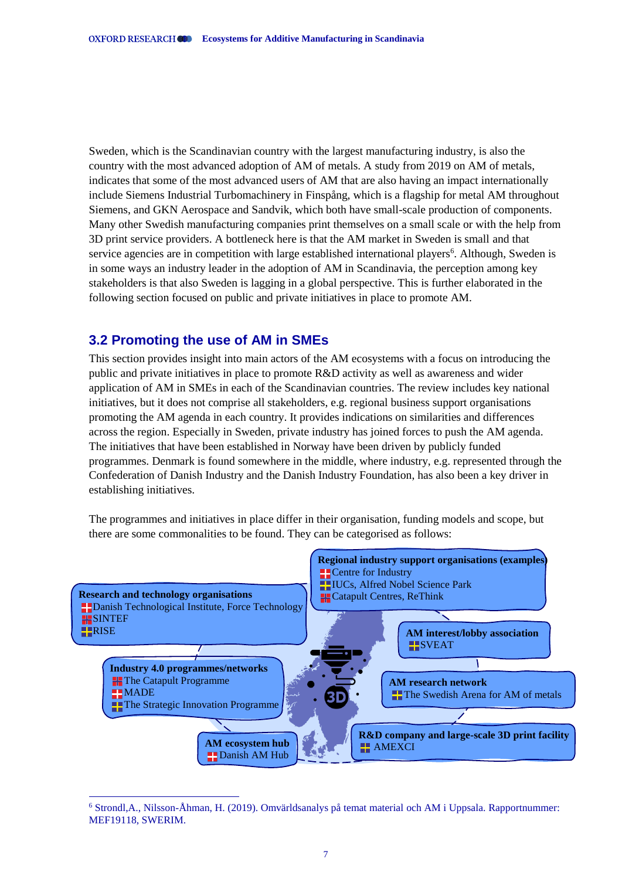Sweden, which is the Scandinavian country with the largest manufacturing industry, is also the country with the most advanced adoption of AM of metals. A study from 2019 on AM of metals, indicates that some of the most advanced users of AM that are also having an impact internationally include Siemens Industrial Turbomachinery in Finspång, which is a flagship for metal AM throughout Siemens, and GKN Aerospace and Sandvik, which both have small-scale production of components. Many other Swedish manufacturing companies print themselves on a small scale or with the help from 3D print service providers. A bottleneck here is that the AM market in Sweden is small and that service agencies are in competition with large established international players[6]. Although, Sweden is in some ways an industry leader in the adoption of AM in Scandinavia, the perception among key stakeholders is that also Sweden is lagging in a global perspective. This is further elaborated in the following section focused on public and private initiatives in place to promote AM.

## 3.2 Promoting the use of AM in SMEs

This section provides insight into main actors of the AM ecosystems with a focus on introducing the public and private initiatives in place to promote R&D activity as well as awareness and wider application of AM in SMEs in each of the Scandinavian countries. The review includes key national initiatives, but it does not comprise all stakeholders, e.g. regional business support organisations promoting the AM agenda in each country. It provides indications on similarities and differences across the region. Especially in Sweden, private industry has joined forces to push the AM agenda. The initiatives that have been established in Norway have been driven by publicly funded programmes. Denmark is found somewhere in the middle, where industry, e.g. represented through the Confederation of Danish Industry and the Danish Industry Foundation, has also been a key driver in establishing initiatives.

The programmes and initiatives in place differ in their organisation, funding models and scope, but there are some commonalities to be found. They can be categorised as follows:

**Regional industry support organisations (examples)**
- Centre for Industry
- IUCs, Alfred Nobel Science Park
- Catapult Centres, ReThink

**Research and technology organisations**
- Danish Technological Institute, Force Technology
- SINTEF
- RISE

**AM interest/lobby association**
- SVEAT

**Industry 4.0 programmes/networks**
- The Catapult Programme
- MADE
- The Strategic Innovation Programme

**AM research network**
- The Swedish Arena for AM of metals

**AM ecosystem hub**
- Danish AM Hub

**R&D company and large-scale 3D print facility**
- AMEXCI

[6] Strondl,A., Nilsson-Åhman, H. (2019). Omvärldsanalys på temat material och AM i Uppsala. Rapportnummer: MEF19118, SWERIM.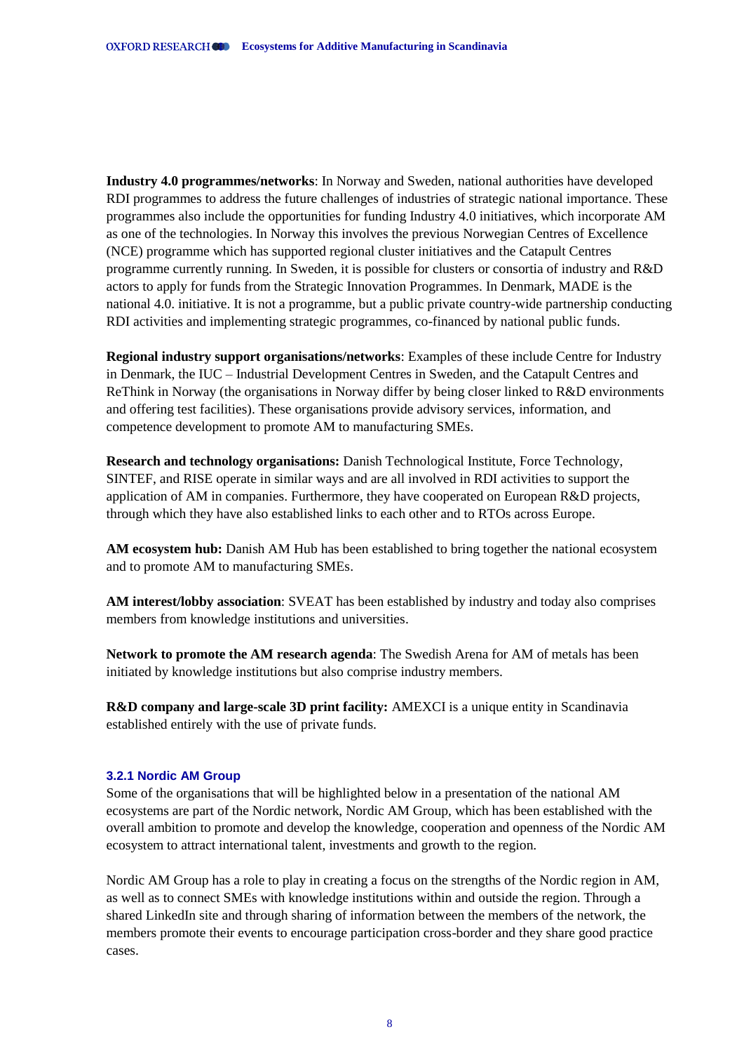**Industry 4.0 programmes/networks**: In Norway and Sweden, national authorities have developed RDI programmes to address the future challenges of industries of strategic national importance. These programmes also include the opportunities for funding Industry 4.0 initiatives, which incorporate AM as one of the technologies. In Norway this involves the previous Norwegian Centres of Excellence (NCE) programme which has supported regional cluster initiatives and the Catapult Centres programme currently running. In Sweden, it is possible for clusters or consortia of industry and R&D actors to apply for funds from the Strategic Innovation Programmes. In Denmark, MADE is the national 4.0. initiative. It is not a programme, but a public private country-wide partnership conducting RDI activities and implementing strategic programmes, co-financed by national public funds.

**Regional industry support organisations/networks**: Examples of these include Centre for Industry in Denmark, the IUC – Industrial Development Centres in Sweden, and the Catapult Centres and ReThink in Norway (the organisations in Norway differ by being closer linked to R&D environments and offering test facilities). These organisations provide advisory services, information, and competence development to promote AM to manufacturing SMEs.

**Research and technology organisations:** Danish Technological Institute, Force Technology, SINTEF, and RISE operate in similar ways and are all involved in RDI activities to support the application of AM in companies. Furthermore, they have cooperated on European R&D projects, through which they have also established links to each other and to RTOs across Europe.

**AM ecosystem hub:** Danish AM Hub has been established to bring together the national ecosystem and to promote AM to manufacturing SMEs.

**AM interest/lobby association**: SVEAT has been established by industry and today also comprises members from knowledge institutions and universities.

**Network to promote the AM research agenda**: The Swedish Arena for AM of metals has been initiated by knowledge institutions but also comprise industry members.

**R&D company and large-scale 3D print facility:** AMEXCI is a unique entity in Scandinavia established entirely with the use of private funds.

### 3.2.1 Nordic AM Group

Some of the organisations that will be highlighted below in a presentation of the national AM ecosystems are part of the Nordic network, Nordic AM Group, which has been established with the overall ambition to promote and develop the knowledge, cooperation and openness of the Nordic AM ecosystem to attract international talent, investments and growth to the region.

Nordic AM Group has a role to play in creating a focus on the strengths of the Nordic region in AM, as well as to connect SMEs with knowledge institutions within and outside the region. Through a shared LinkedIn site and through sharing of information between the members of the network, the members promote their events to encourage participation cross-border and they share good practice cases.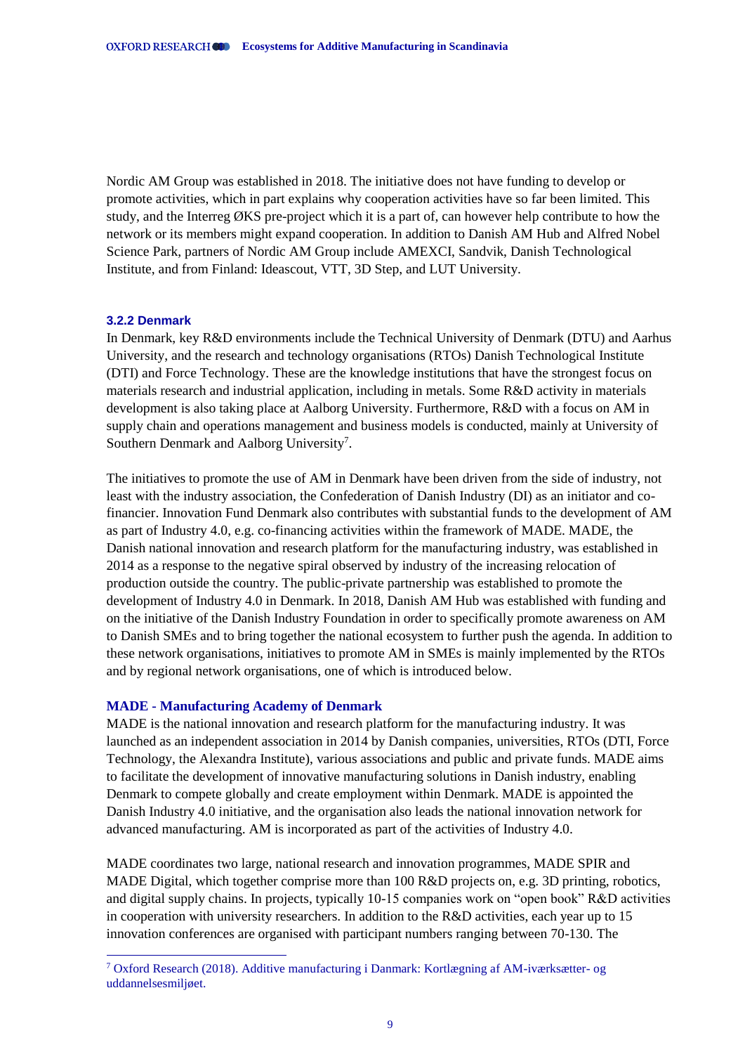Nordic AM Group was established in 2018. The initiative does not have funding to develop or promote activities, which in part explains why cooperation activities have so far been limited. This study, and the Interreg ØKS pre-project which it is a part of, can however help contribute to how the network or its members might expand cooperation. In addition to Danish AM Hub and Alfred Nobel Science Park, partners of Nordic AM Group include AMEXCI, Sandvik, Danish Technological Institute, and from Finland: Ideascout, VTT, 3D Step, and LUT University.

### 3.2.2 Denmark

In Denmark, key R&D environments include the Technical University of Denmark (DTU) and Aarhus University, and the research and technology organisations (RTOs) Danish Technological Institute (DTI) and Force Technology. These are the knowledge institutions that have the strongest focus on materials research and industrial application, including in metals. Some R&D activity in materials development is also taking place at Aalborg University. Furthermore, R&D with a focus on AM in supply chain and operations management and business models is conducted, mainly at University of Southern Denmark and Aalborg University[7].

The initiatives to promote the use of AM in Denmark have been driven from the side of industry, not least with the industry association, the Confederation of Danish Industry (DI) as an initiator and co-financier. Innovation Fund Denmark also contributes with substantial funds to the development of AM as part of Industry 4.0, e.g. co-financing activities within the framework of MADE. MADE, the Danish national innovation and research platform for the manufacturing industry, was established in 2014 as a response to the negative spiral observed by industry of the increasing relocation of production outside the country. The public-private partnership was established to promote the development of Industry 4.0 in Denmark. In 2018, Danish AM Hub was established with funding and on the initiative of the Danish Industry Foundation in order to specifically promote awareness on AM to Danish SMEs and to bring together the national ecosystem to further push the agenda. In addition to these network organisations, initiatives to promote AM in SMEs is mainly implemented by the RTOs and by regional network organisations, one of which is introduced below.

#### MADE - Manufacturing Academy of Denmark

MADE is the national innovation and research platform for the manufacturing industry. It was launched as an independent association in 2014 by Danish companies, universities, RTOs (DTI, Force Technology, the Alexandra Institute), various associations and public and private funds. MADE aims to facilitate the development of innovative manufacturing solutions in Danish industry, enabling Denmark to compete globally and create employment within Denmark. MADE is appointed the Danish Industry 4.0 initiative, and the organisation also leads the national innovation network for advanced manufacturing. AM is incorporated as part of the activities of Industry 4.0.

MADE coordinates two large, national research and innovation programmes, MADE SPIR and MADE Digital, which together comprise more than 100 R&D projects on, e.g. 3D printing, robotics, and digital supply chains. In projects, typically 10-15 companies work on "open book" R&D activities in cooperation with university researchers. In addition to the R&D activities, each year up to 15 innovation conferences are organised with participant numbers ranging between 70-130. The

[7] Oxford Research (2018). Additive manufacturing i Danmark: Kortlægning af AM-iværksætter- og uddannelsesmiljøet.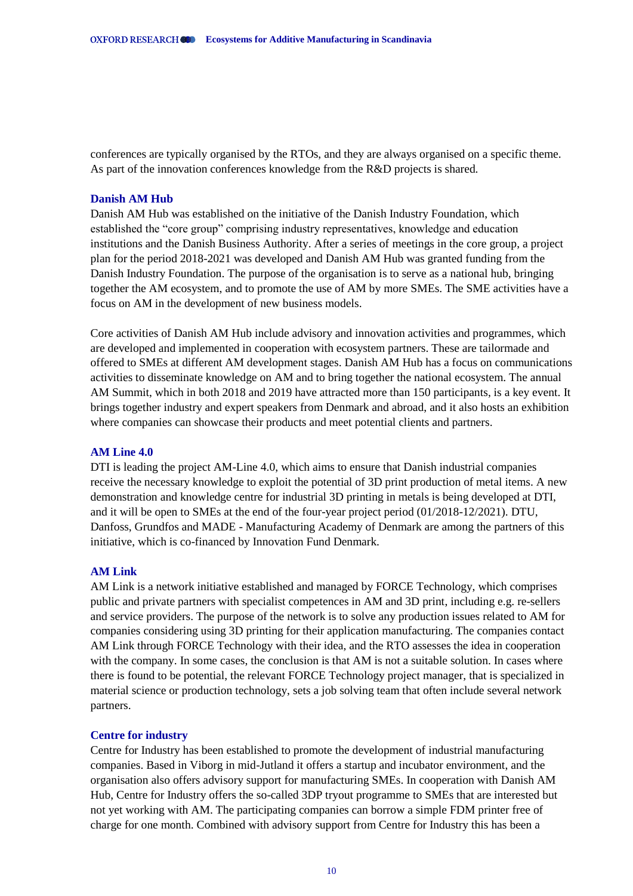conferences are typically organised by the RTOs, and they are always organised on a specific theme. As part of the innovation conferences knowledge from the R&D projects is shared.

### Danish AM Hub

Danish AM Hub was established on the initiative of the Danish Industry Foundation, which established the "core group" comprising industry representatives, knowledge and education institutions and the Danish Business Authority. After a series of meetings in the core group, a project plan for the period 2018-2021 was developed and Danish AM Hub was granted funding from the Danish Industry Foundation. The purpose of the organisation is to serve as a national hub, bringing together the AM ecosystem, and to promote the use of AM by more SMEs. The SME activities have a focus on AM in the development of new business models.

Core activities of Danish AM Hub include advisory and innovation activities and programmes, which are developed and implemented in cooperation with ecosystem partners. These are tailormade and offered to SMEs at different AM development stages. Danish AM Hub has a focus on communications activities to disseminate knowledge on AM and to bring together the national ecosystem. The annual AM Summit, which in both 2018 and 2019 have attracted more than 150 participants, is a key event. It brings together industry and expert speakers from Denmark and abroad, and it also hosts an exhibition where companies can showcase their products and meet potential clients and partners.

### AM Line 4.0

DTI is leading the project AM-Line 4.0, which aims to ensure that Danish industrial companies receive the necessary knowledge to exploit the potential of 3D print production of metal items. A new demonstration and knowledge centre for industrial 3D printing in metals is being developed at DTI, and it will be open to SMEs at the end of the four-year project period (01/2018-12/2021). DTU, Danfoss, Grundfos and MADE - Manufacturing Academy of Denmark are among the partners of this initiative, which is co-financed by Innovation Fund Denmark.

### AM Link

AM Link is a network initiative established and managed by FORCE Technology, which comprises public and private partners with specialist competences in AM and 3D print, including e.g. re-sellers and service providers. The purpose of the network is to solve any production issues related to AM for companies considering using 3D printing for their application manufacturing. The companies contact AM Link through FORCE Technology with their idea, and the RTO assesses the idea in cooperation with the company. In some cases, the conclusion is that AM is not a suitable solution. In cases where there is found to be potential, the relevant FORCE Technology project manager, that is specialized in material science or production technology, sets a job solving team that often include several network partners.

### Centre for industry

Centre for Industry has been established to promote the development of industrial manufacturing companies. Based in Viborg in mid-Jutland it offers a startup and incubator environment, and the organisation also offers advisory support for manufacturing SMEs. In cooperation with Danish AM Hub, Centre for Industry offers the so-called 3DP tryout programme to SMEs that are interested but not yet working with AM. The participating companies can borrow a simple FDM printer free of charge for one month. Combined with advisory support from Centre for Industry this has been a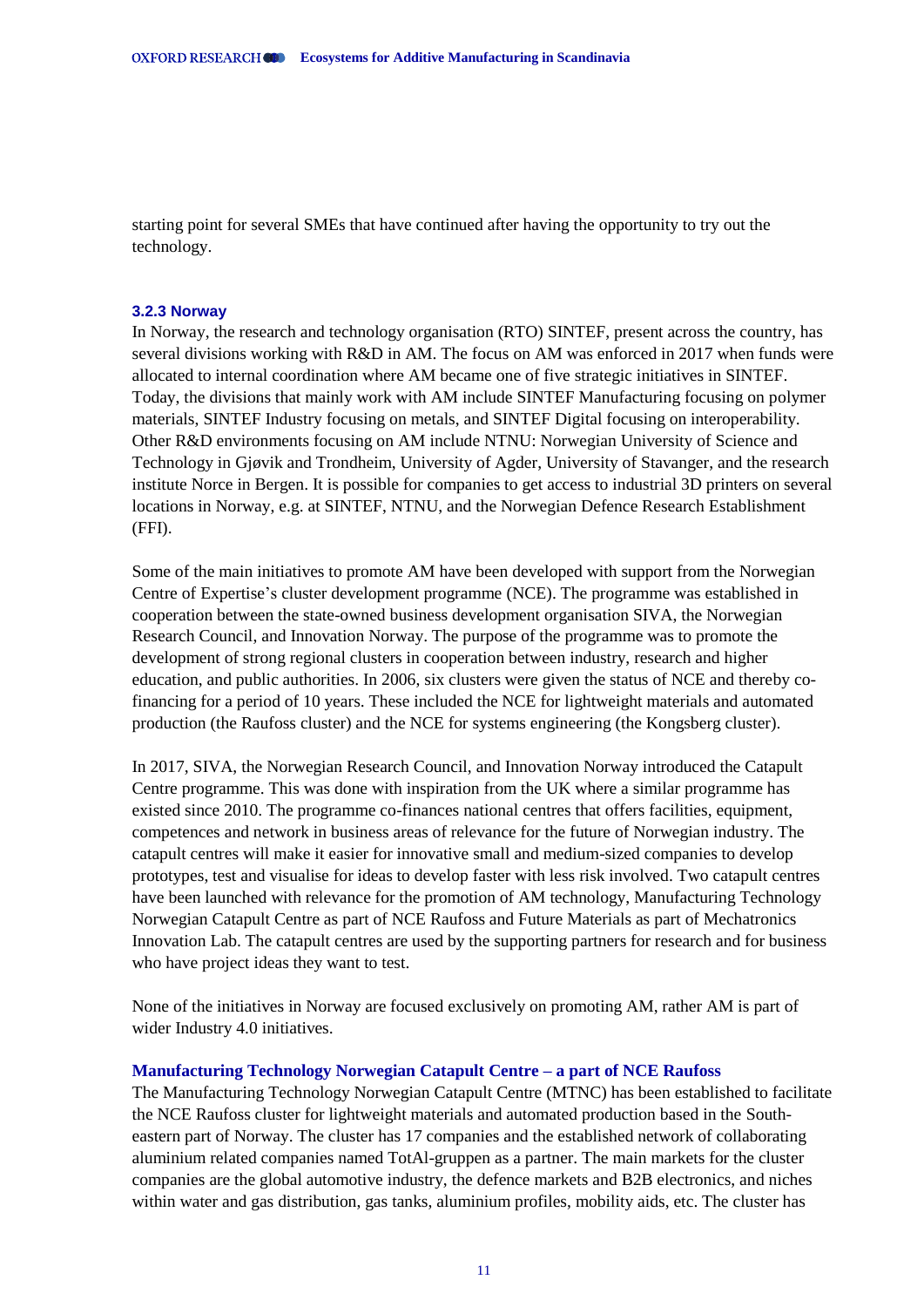starting point for several SMEs that have continued after having the opportunity to try out the technology.

### 3.2.3 Norway

In Norway, the research and technology organisation (RTO) SINTEF, present across the country, has several divisions working with R&D in AM. The focus on AM was enforced in 2017 when funds were allocated to internal coordination where AM became one of five strategic initiatives in SINTEF. Today, the divisions that mainly work with AM include SINTEF Manufacturing focusing on polymer materials, SINTEF Industry focusing on metals, and SINTEF Digital focusing on interoperability. Other R&D environments focusing on AM include NTNU: Norwegian University of Science and Technology in Gjøvik and Trondheim, University of Agder, University of Stavanger, and the research institute Norce in Bergen. It is possible for companies to get access to industrial 3D printers on several locations in Norway, e.g. at SINTEF, NTNU, and the Norwegian Defence Research Establishment (FFI).

Some of the main initiatives to promote AM have been developed with support from the Norwegian Centre of Expertise's cluster development programme (NCE). The programme was established in cooperation between the state-owned business development organisation SIVA, the Norwegian Research Council, and Innovation Norway. The purpose of the programme was to promote the development of strong regional clusters in cooperation between industry, research and higher education, and public authorities. In 2006, six clusters were given the status of NCE and thereby co-financing for a period of 10 years. These included the NCE for lightweight materials and automated production (the Raufoss cluster) and the NCE for systems engineering (the Kongsberg cluster).

In 2017, SIVA, the Norwegian Research Council, and Innovation Norway introduced the Catapult Centre programme. This was done with inspiration from the UK where a similar programme has existed since 2010. The programme co-finances national centres that offers facilities, equipment, competences and network in business areas of relevance for the future of Norwegian industry. The catapult centres will make it easier for innovative small and medium-sized companies to develop prototypes, test and visualise for ideas to develop faster with less risk involved. Two catapult centres have been launched with relevance for the promotion of AM technology, Manufacturing Technology Norwegian Catapult Centre as part of NCE Raufoss and Future Materials as part of Mechatronics Innovation Lab. The catapult centres are used by the supporting partners for research and for business who have project ideas they want to test.

None of the initiatives in Norway are focused exclusively on promoting AM, rather AM is part of wider Industry 4.0 initiatives.

#### Manufacturing Technology Norwegian Catapult Centre – a part of NCE Raufoss

The Manufacturing Technology Norwegian Catapult Centre (MTNC) has been established to facilitate the NCE Raufoss cluster for lightweight materials and automated production based in the South-eastern part of Norway. The cluster has 17 companies and the established network of collaborating aluminium related companies named TotAl-gruppen as a partner. The main markets for the cluster companies are the global automotive industry, the defence markets and B2B electronics, and niches within water and gas distribution, gas tanks, aluminium profiles, mobility aids, etc. The cluster has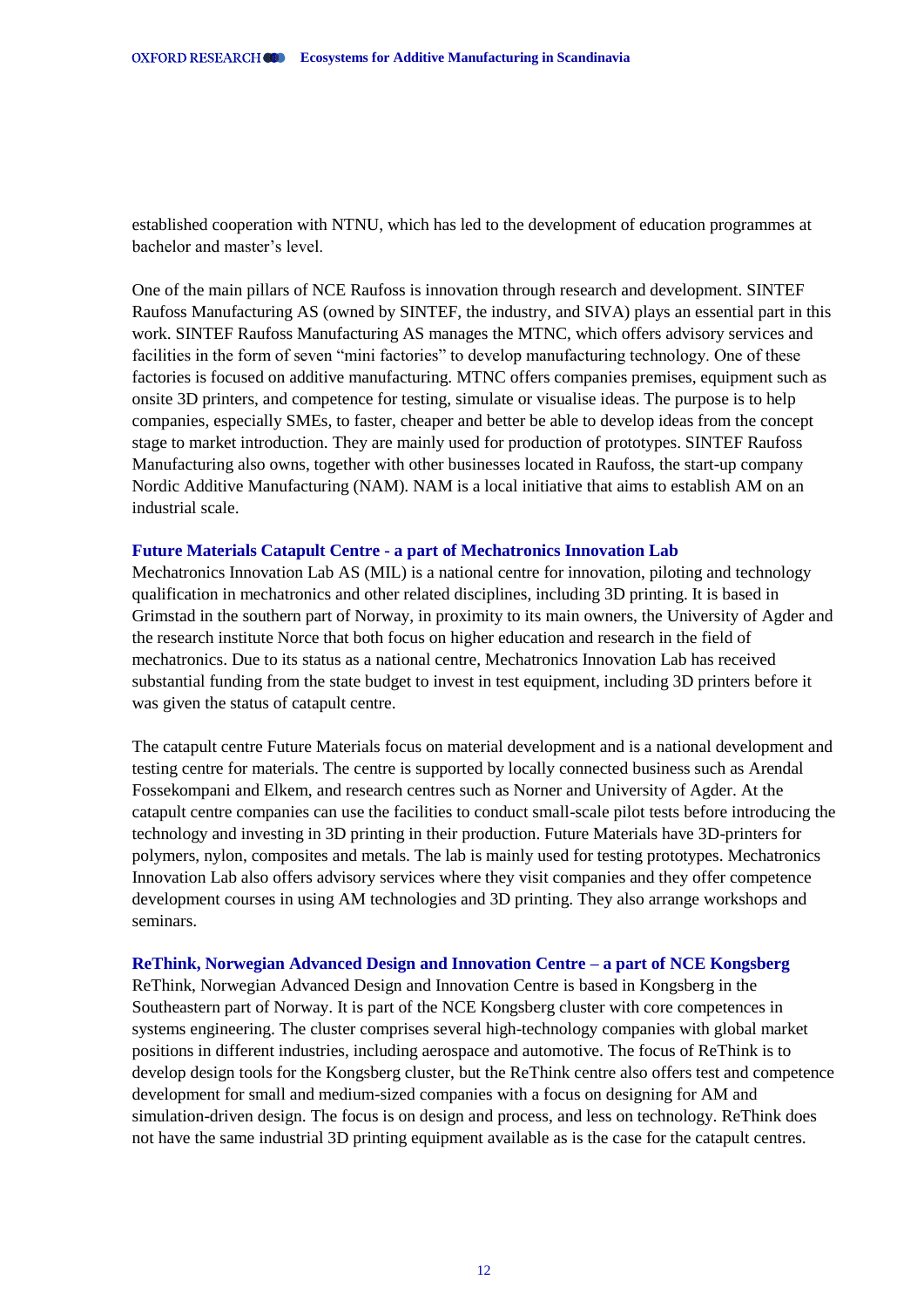established cooperation with NTNU, which has led to the development of education programmes at bachelor and master's level.

One of the main pillars of NCE Raufoss is innovation through research and development. SINTEF Raufoss Manufacturing AS (owned by SINTEF, the industry, and SIVA) plays an essential part in this work. SINTEF Raufoss Manufacturing AS manages the MTNC, which offers advisory services and facilities in the form of seven "mini factories" to develop manufacturing technology. One of these factories is focused on additive manufacturing. MTNC offers companies premises, equipment such as onsite 3D printers, and competence for testing, simulate or visualise ideas. The purpose is to help companies, especially SMEs, to faster, cheaper and better be able to develop ideas from the concept stage to market introduction. They are mainly used for production of prototypes. SINTEF Raufoss Manufacturing also owns, together with other businesses located in Raufoss, the start-up company Nordic Additive Manufacturing (NAM). NAM is a local initiative that aims to establish AM on an industrial scale.

### Future Materials Catapult Centre - a part of Mechatronics Innovation Lab

Mechatronics Innovation Lab AS (MIL) is a national centre for innovation, piloting and technology qualification in mechatronics and other related disciplines, including 3D printing. It is based in Grimstad in the southern part of Norway, in proximity to its main owners, the University of Agder and the research institute Norce that both focus on higher education and research in the field of mechatronics. Due to its status as a national centre, Mechatronics Innovation Lab has received substantial funding from the state budget to invest in test equipment, including 3D printers before it was given the status of catapult centre.

The catapult centre Future Materials focus on material development and is a national development and testing centre for materials. The centre is supported by locally connected business such as Arendal Fossekompani and Elkem, and research centres such as Norner and University of Agder. At the catapult centre companies can use the facilities to conduct small-scale pilot tests before introducing the technology and investing in 3D printing in their production. Future Materials have 3D-printers for polymers, nylon, composites and metals. The lab is mainly used for testing prototypes. Mechatronics Innovation Lab also offers advisory services where they visit companies and they offer competence development courses in using AM technologies and 3D printing. They also arrange workshops and seminars.

### ReThink, Norwegian Advanced Design and Innovation Centre – a part of NCE Kongsberg

ReThink, Norwegian Advanced Design and Innovation Centre is based in Kongsberg in the Southeastern part of Norway. It is part of the NCE Kongsberg cluster with core competences in systems engineering. The cluster comprises several high-technology companies with global market positions in different industries, including aerospace and automotive. The focus of ReThink is to develop design tools for the Kongsberg cluster, but the ReThink centre also offers test and competence development for small and medium-sized companies with a focus on designing for AM and simulation-driven design. The focus is on design and process, and less on technology. ReThink does not have the same industrial 3D printing equipment available as is the case for the catapult centres.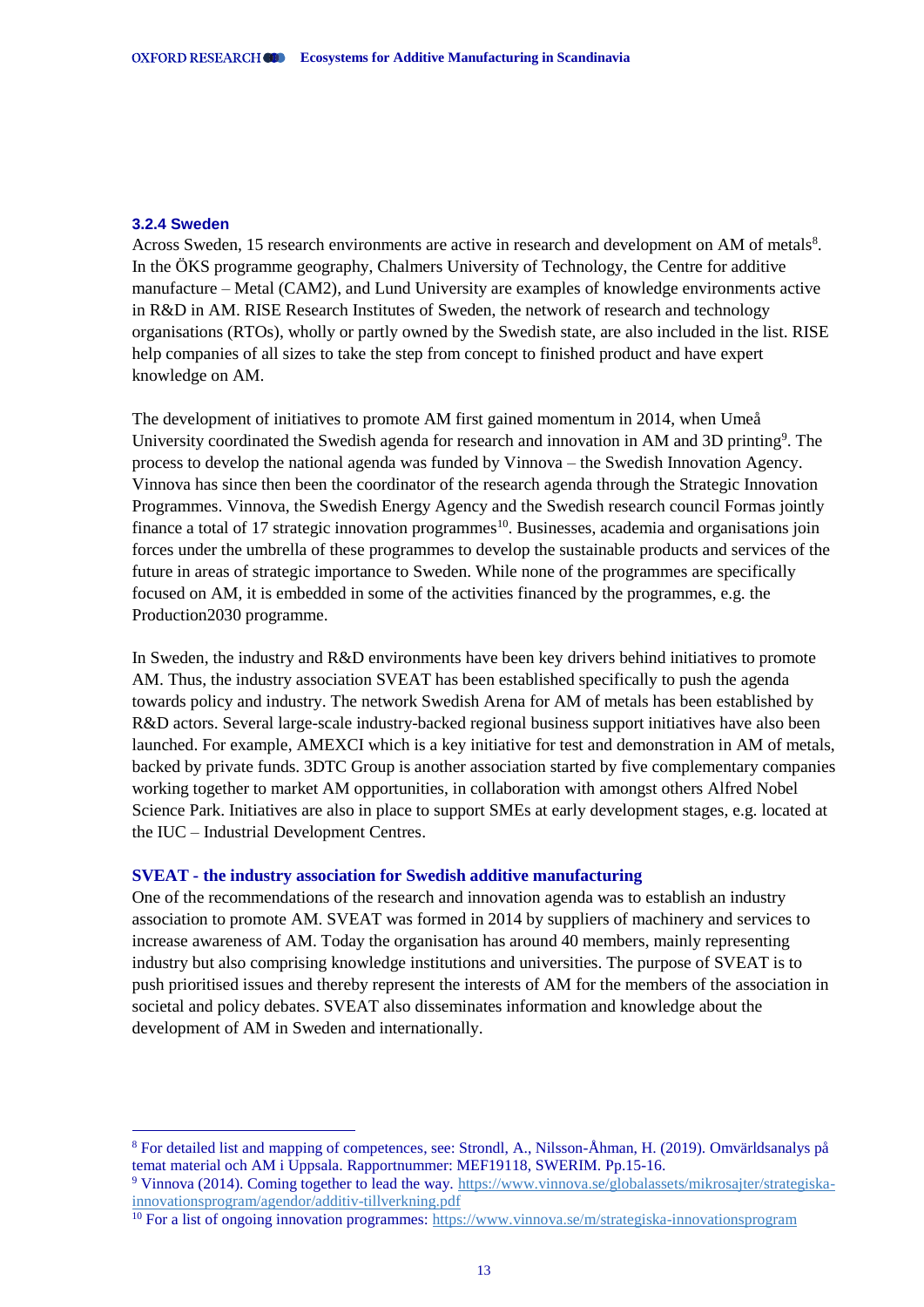### 3.2.4 Sweden

Across Sweden, 15 research environments are active in research and development on AM of metals[8]. In the ÖKS programme geography, Chalmers University of Technology, the Centre for additive manufacture – Metal (CAM2), and Lund University are examples of knowledge environments active in R&D in AM. RISE Research Institutes of Sweden, the network of research and technology organisations (RTOs), wholly or partly owned by the Swedish state, are also included in the list. RISE help companies of all sizes to take the step from concept to finished product and have expert knowledge on AM.

The development of initiatives to promote AM first gained momentum in 2014, when Umeå University coordinated the Swedish agenda for research and innovation in AM and 3D printing[9]. The process to develop the national agenda was funded by Vinnova – the Swedish Innovation Agency. Vinnova has since then been the coordinator of the research agenda through the Strategic Innovation Programmes. Vinnova, the Swedish Energy Agency and the Swedish research council Formas jointly finance a total of 17 strategic innovation programmes[10]. Businesses, academia and organisations join forces under the umbrella of these programmes to develop the sustainable products and services of the future in areas of strategic importance to Sweden. While none of the programmes are specifically focused on AM, it is embedded in some of the activities financed by the programmes, e.g. the Production2030 programme.

In Sweden, the industry and R&D environments have been key drivers behind initiatives to promote AM. Thus, the industry association SVEAT has been established specifically to push the agenda towards policy and industry. The network Swedish Arena for AM of metals has been established by R&D actors. Several large-scale industry-backed regional business support initiatives have also been launched. For example, AMEXCI which is a key initiative for test and demonstration in AM of metals, backed by private funds. 3DTC Group is another association started by five complementary companies working together to market AM opportunities, in collaboration with amongst others Alfred Nobel Science Park. Initiatives are also in place to support SMEs at early development stages, e.g. located at the IUC – Industrial Development Centres.

#### SVEAT - the industry association for Swedish additive manufacturing

One of the recommendations of the research and innovation agenda was to establish an industry association to promote AM. SVEAT was formed in 2014 by suppliers of machinery and services to increase awareness of AM. Today the organisation has around 40 members, mainly representing industry but also comprising knowledge institutions and universities. The purpose of SVEAT is to push prioritised issues and thereby represent the interests of AM for the members of the association in societal and policy debates. SVEAT also disseminates information and knowledge about the development of AM in Sweden and internationally.

---

[8] For detailed list and mapping of competences, see: Strondl, A., Nilsson-Åhman, H. (2019). Omvärldsanalys på temat material och AM i Uppsala. Rapportnummer: MEF19118, SWERIM. Pp.15-16.

[9] Vinnova (2014). Coming together to lead the way. https://www.vinnova.se/globalassets/mikrosajter/strategiska-innovationsprogram/agendor/additiv-tillverkning.pdf

[10] For a list of ongoing innovation programmes: https://www.vinnova.se/m/strategiska-innovationsprogram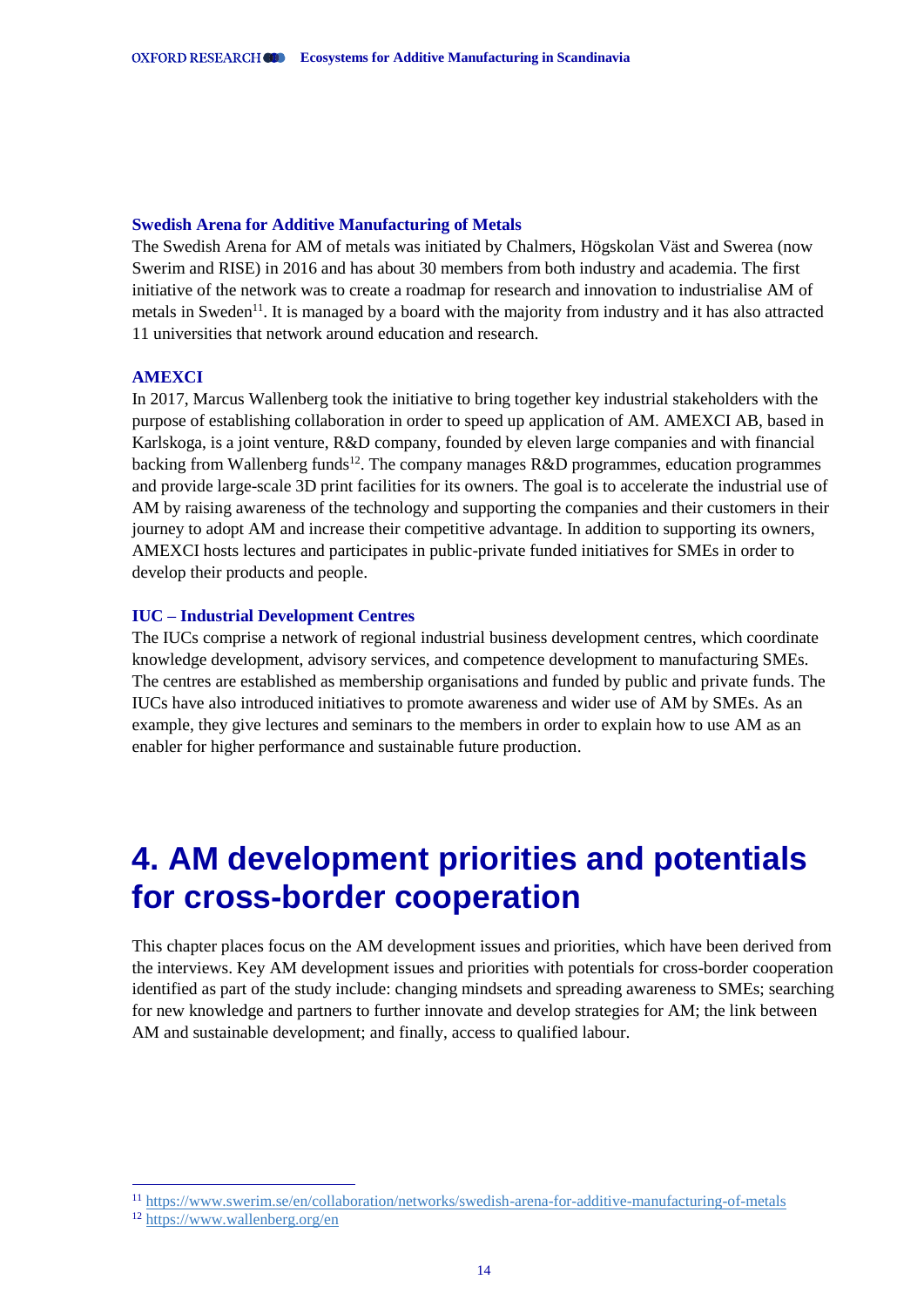### Swedish Arena for Additive Manufacturing of Metals

The Swedish Arena for AM of metals was initiated by Chalmers, Högskolan Väst and Swerea (now Swerim and RISE) in 2016 and has about 30 members from both industry and academia. The first initiative of the network was to create a roadmap for research and innovation to industrialise AM of metals in Sweden[11]. It is managed by a board with the majority from industry and it has also attracted 11 universities that network around education and research.

### AMEXCI

In 2017, Marcus Wallenberg took the initiative to bring together key industrial stakeholders with the purpose of establishing collaboration in order to speed up application of AM. AMEXCI AB, based in Karlskoga, is a joint venture, R&D company, founded by eleven large companies and with financial backing from Wallenberg funds[12]. The company manages R&D programmes, education programmes and provide large-scale 3D print facilities for its owners. The goal is to accelerate the industrial use of AM by raising awareness of the technology and supporting the companies and their customers in their journey to adopt AM and increase their competitive advantage. In addition to supporting its owners, AMEXCI hosts lectures and participates in public-private funded initiatives for SMEs in order to develop their products and people.

### IUC – Industrial Development Centres

The IUCs comprise a network of regional industrial business development centres, which coordinate knowledge development, advisory services, and competence development to manufacturing SMEs. The centres are established as membership organisations and funded by public and private funds. The IUCs have also introduced initiatives to promote awareness and wider use of AM by SMEs. As an example, they give lectures and seminars to the members in order to explain how to use AM as an enabler for higher performance and sustainable future production.

# 4. AM development priorities and potentials for cross-border cooperation

This chapter places focus on the AM development issues and priorities, which have been derived from the interviews. Key AM development issues and priorities with potentials for cross-border cooperation identified as part of the study include: changing mindsets and spreading awareness to SMEs; searching for new knowledge and partners to further innovate and develop strategies for AM; the link between AM and sustainable development; and finally, access to qualified labour.

---

[11] https://www.swerim.se/en/collaboration/networks/swedish-arena-for-additive-manufacturing-of-metals

[12] https://www.wallenberg.org/en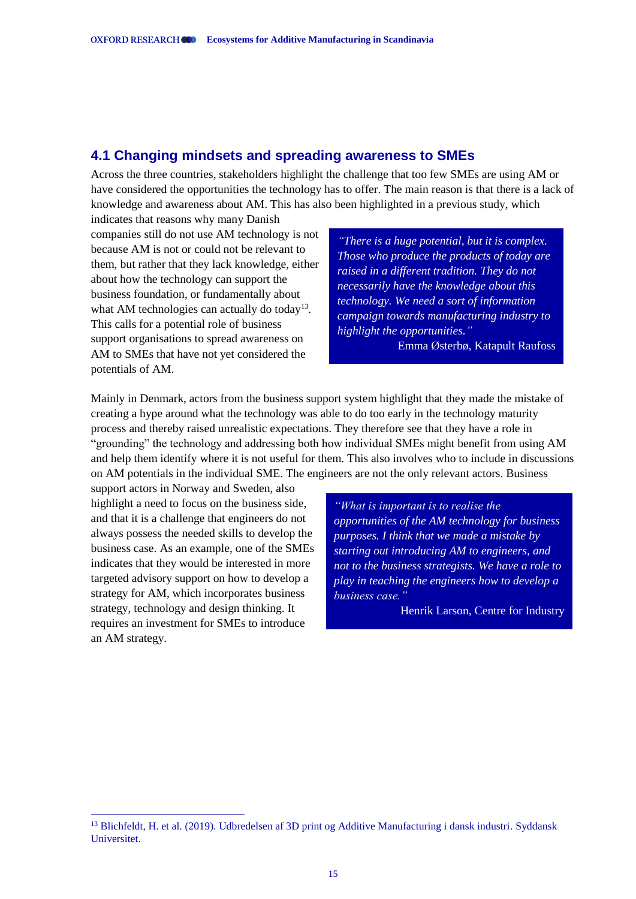## 4.1 Changing mindsets and spreading awareness to SMEs

Across the three countries, stakeholders highlight the challenge that too few SMEs are using AM or have considered the opportunities the technology has to offer. The main reason is that there is a lack of knowledge and awareness about AM. This has also been highlighted in a previous study, which indicates that reasons why many Danish companies still do not use AM technology is not because AM is not or could not be relevant to them, but rather that they lack knowledge, either about how the technology can support the business foundation, or fundamentally about what AM technologies can actually do today[13]. This calls for a potential role of business support organisations to spread awareness on AM to SMEs that have not yet considered the potentials of AM.

> *"There is a huge potential, but it is complex. Those who produce the products of today are raised in a different tradition. They do not necessarily have the knowledge about this technology. We need a sort of information campaign towards manufacturing industry to highlight the opportunities."*
>
> Emma Østerbø, Katapult Raufoss

Mainly in Denmark, actors from the business support system highlight that they made the mistake of creating a hype around what the technology was able to do too early in the technology maturity process and thereby raised unrealistic expectations. They therefore see that they have a role in "grounding" the technology and addressing both how individual SMEs might benefit from using AM and help them identify where it is not useful for them. This also involves who to include in discussions on AM potentials in the individual SME. The engineers are not the only relevant actors. Business support actors in Norway and Sweden, also highlight a need to focus on the business side, and that it is a challenge that engineers do not always possess the needed skills to develop the business case. As an example, one of the SMEs indicates that they would be interested in more targeted advisory support on how to develop a strategy for AM, which incorporates business strategy, technology and design thinking. It requires an investment for SMEs to introduce an AM strategy.

> *"What is important is to realise the opportunities of the AM technology for business purposes. I think that we made a mistake by starting out introducing AM to engineers, and not to the business strategists. We have a role to play in teaching the engineers how to develop a business case."*
>
> Henrik Larson, Centre for Industry

[13] Blichfeldt, H. et al. (2019). Udbredelsen af 3D print og Additive Manufacturing i dansk industri. Syddansk Universitet.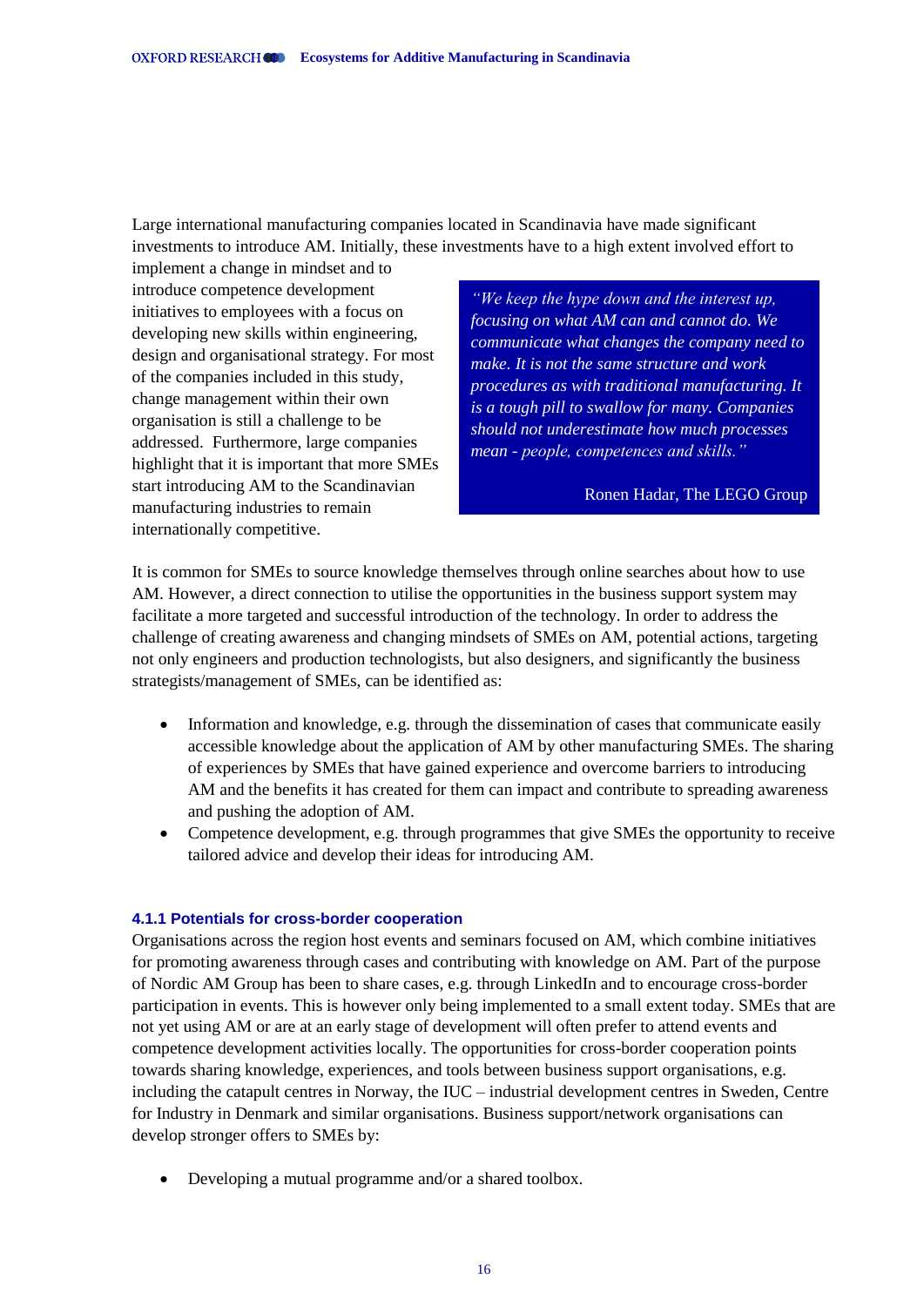Large international manufacturing companies located in Scandinavia have made significant investments to introduce AM. Initially, these investments have to a high extent involved effort to implement a change in mindset and to introduce competence development initiatives to employees with a focus on developing new skills within engineering, design and organisational strategy. For most of the companies included in this study, change management within their own organisation is still a challenge to be addressed. Furthermore, large companies highlight that it is important that more SMEs start introducing AM to the Scandinavian manufacturing industries to remain internationally competitive.

> *"We keep the hype down and the interest up, focusing on what AM can and cannot do. We communicate what changes the company need to make. It is not the same structure and work procedures as with traditional manufacturing. It is a tough pill to swallow for many. Companies should not underestimate how much processes mean - people, competences and skills."*
>
> Ronen Hadar, The LEGO Group

It is common for SMEs to source knowledge themselves through online searches about how to use AM. However, a direct connection to utilise the opportunities in the business support system may facilitate a more targeted and successful introduction of the technology. In order to address the challenge of creating awareness and changing mindsets of SMEs on AM, potential actions, targeting not only engineers and production technologists, but also designers, and significantly the business strategists/management of SMEs, can be identified as:

- Information and knowledge, e.g. through the dissemination of cases that communicate easily accessible knowledge about the application of AM by other manufacturing SMEs. The sharing of experiences by SMEs that have gained experience and overcome barriers to introducing AM and the benefits it has created for them can impact and contribute to spreading awareness and pushing the adoption of AM.
- Competence development, e.g. through programmes that give SMEs the opportunity to receive tailored advice and develop their ideas for introducing AM.

#### 4.1.1 Potentials for cross-border cooperation

Organisations across the region host events and seminars focused on AM, which combine initiatives for promoting awareness through cases and contributing with knowledge on AM. Part of the purpose of Nordic AM Group has been to share cases, e.g. through LinkedIn and to encourage cross-border participation in events. This is however only being implemented to a small extent today. SMEs that are not yet using AM or are at an early stage of development will often prefer to attend events and competence development activities locally. The opportunities for cross-border cooperation points towards sharing knowledge, experiences, and tools between business support organisations, e.g. including the catapult centres in Norway, the IUC – industrial development centres in Sweden, Centre for Industry in Denmark and similar organisations. Business support/network organisations can develop stronger offers to SMEs by:

- Developing a mutual programme and/or a shared toolbox.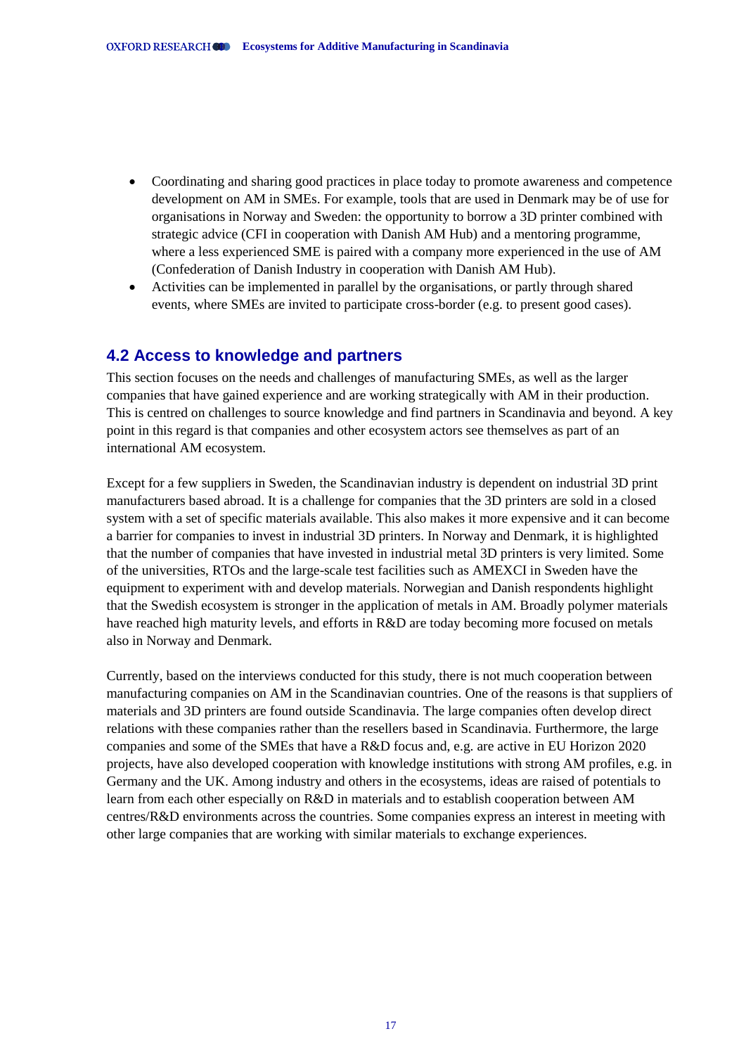- Coordinating and sharing good practices in place today to promote awareness and competence development on AM in SMEs. For example, tools that are used in Denmark may be of use for organisations in Norway and Sweden: the opportunity to borrow a 3D printer combined with strategic advice (CFI in cooperation with Danish AM Hub) and a mentoring programme, where a less experienced SME is paired with a company more experienced in the use of AM (Confederation of Danish Industry in cooperation with Danish AM Hub).
- Activities can be implemented in parallel by the organisations, or partly through shared events, where SMEs are invited to participate cross-border (e.g. to present good cases).

## 4.2 Access to knowledge and partners

This section focuses on the needs and challenges of manufacturing SMEs, as well as the larger companies that have gained experience and are working strategically with AM in their production. This is centred on challenges to source knowledge and find partners in Scandinavia and beyond. A key point in this regard is that companies and other ecosystem actors see themselves as part of an international AM ecosystem.

Except for a few suppliers in Sweden, the Scandinavian industry is dependent on industrial 3D print manufacturers based abroad. It is a challenge for companies that the 3D printers are sold in a closed system with a set of specific materials available. This also makes it more expensive and it can become a barrier for companies to invest in industrial 3D printers. In Norway and Denmark, it is highlighted that the number of companies that have invested in industrial metal 3D printers is very limited. Some of the universities, RTOs and the large-scale test facilities such as AMEXCI in Sweden have the equipment to experiment with and develop materials. Norwegian and Danish respondents highlight that the Swedish ecosystem is stronger in the application of metals in AM. Broadly polymer materials have reached high maturity levels, and efforts in R&D are today becoming more focused on metals also in Norway and Denmark.

Currently, based on the interviews conducted for this study, there is not much cooperation between manufacturing companies on AM in the Scandinavian countries. One of the reasons is that suppliers of materials and 3D printers are found outside Scandinavia. The large companies often develop direct relations with these companies rather than the resellers based in Scandinavia. Furthermore, the large companies and some of the SMEs that have a R&D focus and, e.g. are active in EU Horizon 2020 projects, have also developed cooperation with knowledge institutions with strong AM profiles, e.g. in Germany and the UK. Among industry and others in the ecosystems, ideas are raised of potentials to learn from each other especially on R&D in materials and to establish cooperation between AM centres/R&D environments across the countries. Some companies express an interest in meeting with other large companies that are working with similar materials to exchange experiences.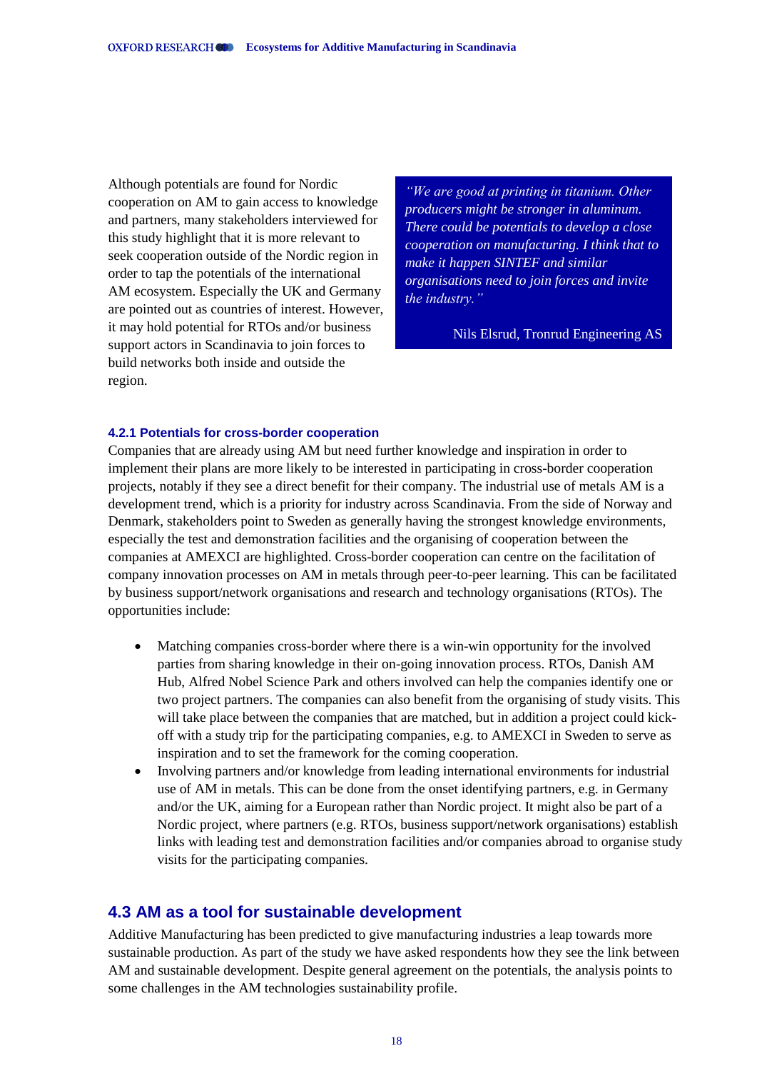Although potentials are found for Nordic cooperation on AM to gain access to knowledge and partners, many stakeholders interviewed for this study highlight that it is more relevant to seek cooperation outside of the Nordic region in order to tap the potentials of the international AM ecosystem. Especially the UK and Germany are pointed out as countries of interest. However, it may hold potential for RTOs and/or business support actors in Scandinavia to join forces to build networks both inside and outside the region.

> *"We are good at printing in titanium. Other producers might be stronger in aluminum. There could be potentials to develop a close cooperation on manufacturing. I think that to make it happen SINTEF and similar organisations need to join forces and invite the industry."*
>
> Nils Elsrud, Tronrud Engineering AS

### 4.2.1 Potentials for cross-border cooperation

Companies that are already using AM but need further knowledge and inspiration in order to implement their plans are more likely to be interested in participating in cross-border cooperation projects, notably if they see a direct benefit for their company. The industrial use of metals AM is a development trend, which is a priority for industry across Scandinavia. From the side of Norway and Denmark, stakeholders point to Sweden as generally having the strongest knowledge environments, especially the test and demonstration facilities and the organising of cooperation between the companies at AMEXCI are highlighted. Cross-border cooperation can centre on the facilitation of company innovation processes on AM in metals through peer-to-peer learning. This can be facilitated by business support/network organisations and research and technology organisations (RTOs). The opportunities include:

- Matching companies cross-border where there is a win-win opportunity for the involved parties from sharing knowledge in their on-going innovation process. RTOs, Danish AM Hub, Alfred Nobel Science Park and others involved can help the companies identify one or two project partners. The companies can also benefit from the organising of study visits. This will take place between the companies that are matched, but in addition a project could kick-off with a study trip for the participating companies, e.g. to AMEXCI in Sweden to serve as inspiration and to set the framework for the coming cooperation.
- Involving partners and/or knowledge from leading international environments for industrial use of AM in metals. This can be done from the onset identifying partners, e.g. in Germany and/or the UK, aiming for a European rather than Nordic project. It might also be part of a Nordic project, where partners (e.g. RTOs, business support/network organisations) establish links with leading test and demonstration facilities and/or companies abroad to organise study visits for the participating companies.

## 4.3 AM as a tool for sustainable development

Additive Manufacturing has been predicted to give manufacturing industries a leap towards more sustainable production. As part of the study we have asked respondents how they see the link between AM and sustainable development. Despite general agreement on the potentials, the analysis points to some challenges in the AM technologies sustainability profile.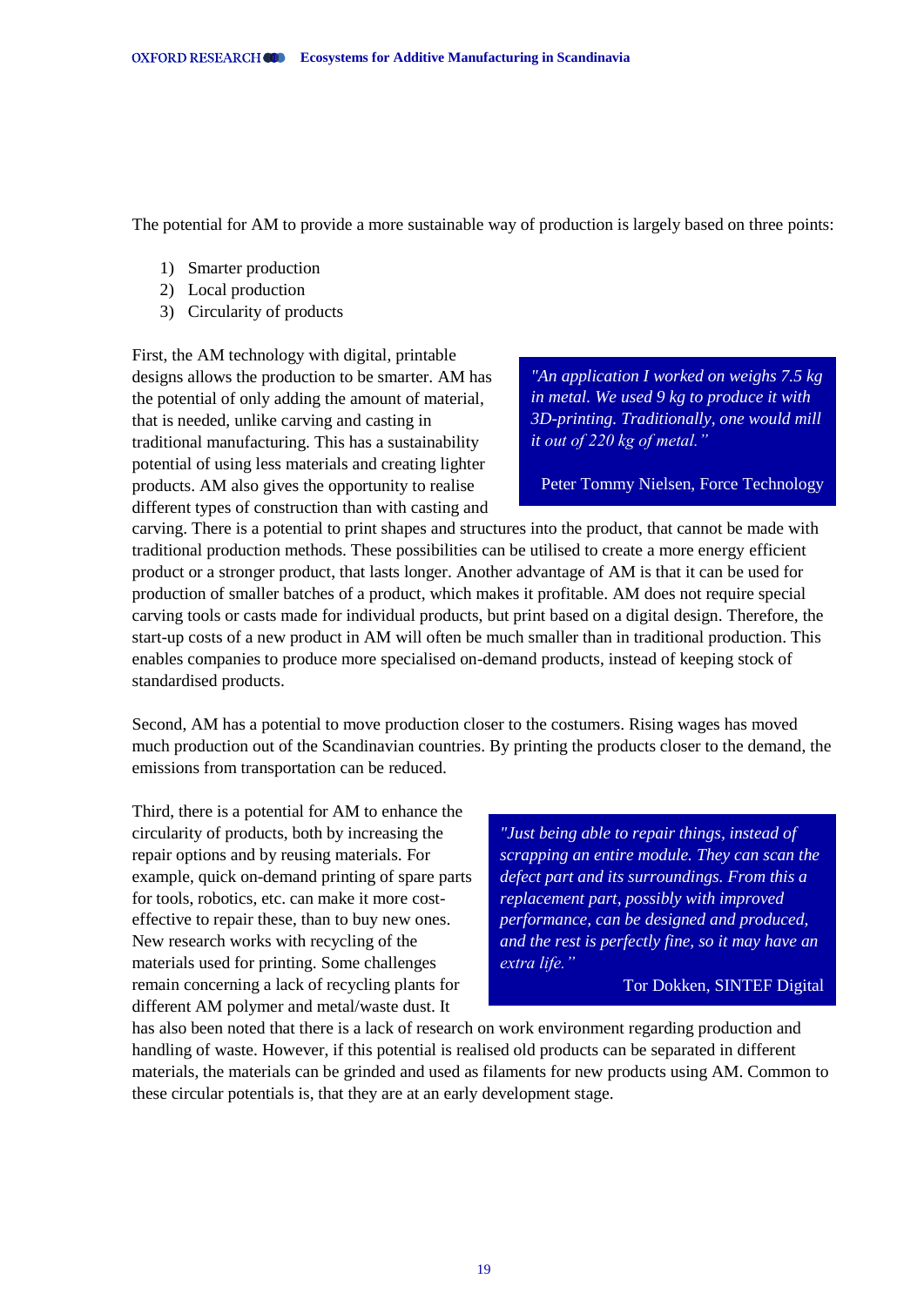The potential for AM to provide a more sustainable way of production is largely based on three points:

1) Smarter production
2) Local production
3) Circularity of products

First, the AM technology with digital, printable designs allows the production to be smarter. AM has the potential of only adding the amount of material, that is needed, unlike carving and casting in traditional manufacturing. This has a sustainability potential of using less materials and creating lighter products. AM also gives the opportunity to realise different types of construction than with casting and carving. There is a potential to print shapes and structures into the product, that cannot be made with traditional production methods. These possibilities can be utilised to create a more energy efficient product or a stronger product, that lasts longer. Another advantage of AM is that it can be used for production of smaller batches of a product, which makes it profitable. AM does not require special carving tools or casts made for individual products, but print based on a digital design. Therefore, the start-up costs of a new product in AM will often be much smaller than in traditional production. This enables companies to produce more specialised on-demand products, instead of keeping stock of standardised products.

> *"An application I worked on weighs 7.5 kg in metal. We used 9 kg to produce it with 3D-printing. Traditionally, one would mill it out of 220 kg of metal."*
>
> Peter Tommy Nielsen, Force Technology

Second, AM has a potential to move production closer to the costumers. Rising wages has moved much production out of the Scandinavian countries. By printing the products closer to the demand, the emissions from transportation can be reduced.

Third, there is a potential for AM to enhance the circularity of products, both by increasing the repair options and by reusing materials. For example, quick on-demand printing of spare parts for tools, robotics, etc. can make it more cost-effective to repair these, than to buy new ones. New research works with recycling of the materials used for printing. Some challenges remain concerning a lack of recycling plants for different AM polymer and metal/waste dust. It has also been noted that there is a lack of research on work environment regarding production and handling of waste. However, if this potential is realised old products can be separated in different materials, the materials can be grinded and used as filaments for new products using AM. Common to these circular potentials is, that they are at an early development stage.

> *"Just being able to repair things, instead of scrapping an entire module. They can scan the defect part and its surroundings. From this a replacement part, possibly with improved performance, can be designed and produced, and the rest is perfectly fine, so it may have an extra life."*
>
> Tor Dokken, SINTEF Digital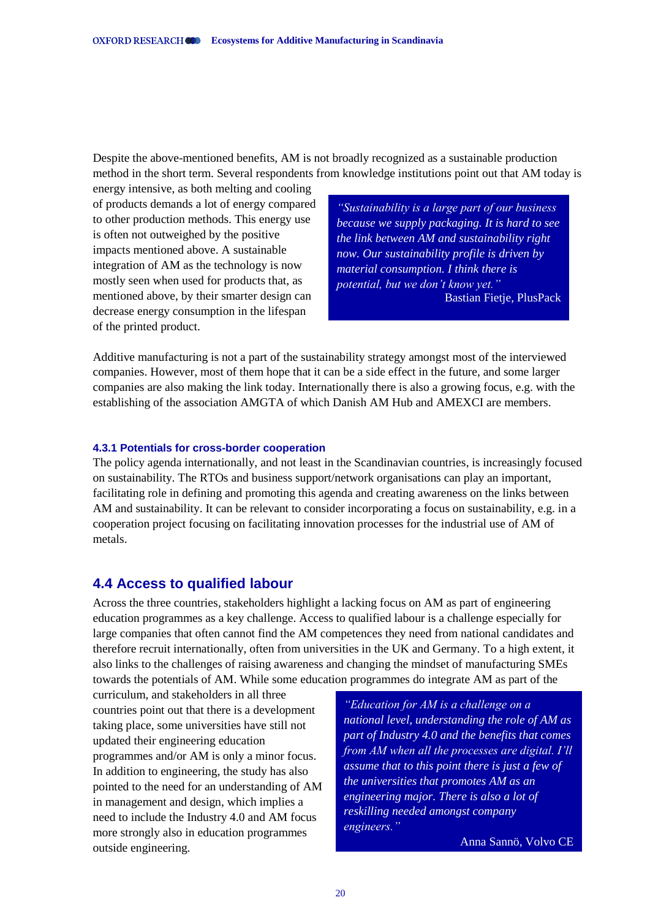Despite the above-mentioned benefits, AM is not broadly recognized as a sustainable production method in the short term. Several respondents from knowledge institutions point out that AM today is energy intensive, as both melting and cooling of products demands a lot of energy compared to other production methods. This energy use is often not outweighed by the positive impacts mentioned above. A sustainable integration of AM as the technology is now mostly seen when used for products that, as mentioned above, by their smarter design can decrease energy consumption in the lifespan of the printed product.

> *"Sustainability is a large part of our business because we supply packaging. It is hard to see the link between AM and sustainability right now. Our sustainability profile is driven by material consumption. I think there is potential, but we don't know yet."*
>
> Bastian Fietje, PlusPack

Additive manufacturing is not a part of the sustainability strategy amongst most of the interviewed companies. However, most of them hope that it can be a side effect in the future, and some larger companies are also making the link today. Internationally there is also a growing focus, e.g. with the establishing of the association AMGTA of which Danish AM Hub and AMEXCI are members.

### 4.3.1 Potentials for cross-border cooperation

The policy agenda internationally, and not least in the Scandinavian countries, is increasingly focused on sustainability. The RTOs and business support/network organisations can play an important, facilitating role in defining and promoting this agenda and creating awareness on the links between AM and sustainability. It can be relevant to consider incorporating a focus on sustainability, e.g. in a cooperation project focusing on facilitating innovation processes for the industrial use of AM of metals.

## 4.4 Access to qualified labour

Across the three countries, stakeholders highlight a lacking focus on AM as part of engineering education programmes as a key challenge. Access to qualified labour is a challenge especially for large companies that often cannot find the AM competences they need from national candidates and therefore recruit internationally, often from universities in the UK and Germany. To a high extent, it also links to the challenges of raising awareness and changing the mindset of manufacturing SMEs towards the potentials of AM. While some education programmes do integrate AM as part of the curriculum, and stakeholders in all three countries point out that there is a development taking place, some universities have still not updated their engineering education programmes and/or AM is only a minor focus. In addition to engineering, the study has also pointed to the need for an understanding of AM in management and design, which implies a need to include the Industry 4.0 and AM focus more strongly also in education programmes outside engineering.

> *"Education for AM is a challenge on a national level, understanding the role of AM as part of Industry 4.0 and the benefits that comes from AM when all the processes are digital. I'll assume that to this point there is just a few of the universities that promotes AM as an engineering major. There is also a lot of reskilling needed amongst company engineers."*
>
> Anna Sannö, Volvo CE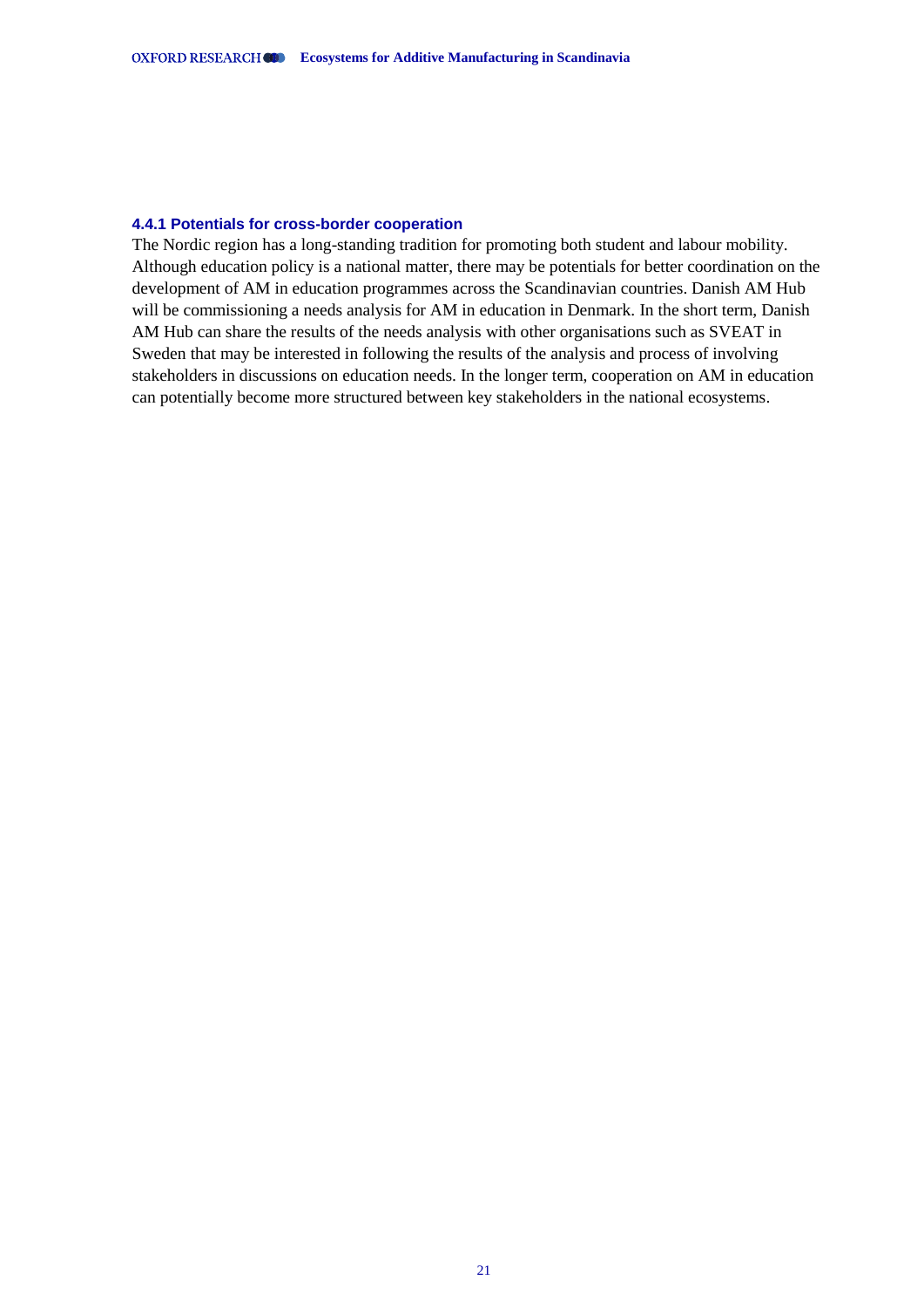#### 4.4.1 Potentials for cross-border cooperation

The Nordic region has a long-standing tradition for promoting both student and labour mobility. Although education policy is a national matter, there may be potentials for better coordination on the development of AM in education programmes across the Scandinavian countries. Danish AM Hub will be commissioning a needs analysis for AM in education in Denmark. In the short term, Danish AM Hub can share the results of the needs analysis with other organisations such as SVEAT in Sweden that may be interested in following the results of the analysis and process of involving stakeholders in discussions on education needs. In the longer term, cooperation on AM in education can potentially become more structured between key stakeholders in the national ecosystems.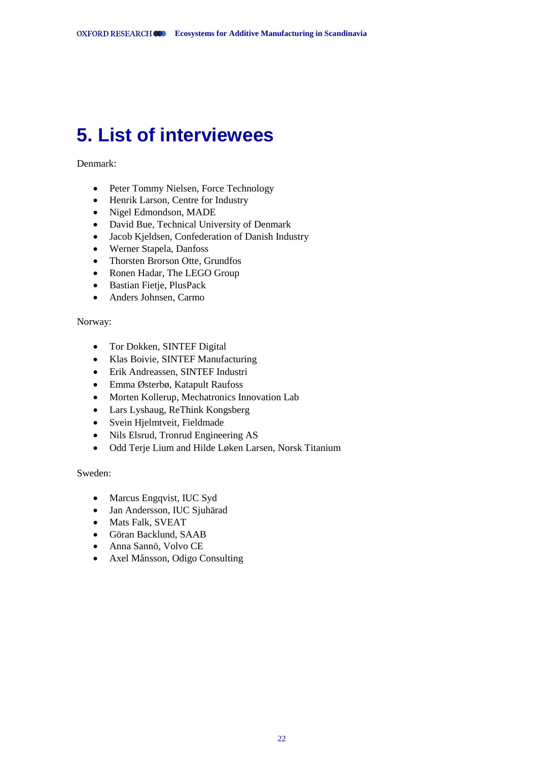# 5. List of interviewees

Denmark:

- Peter Tommy Nielsen, Force Technology
- Henrik Larson, Centre for Industry
- Nigel Edmondson, MADE
- David Bue, Technical University of Denmark
- Jacob Kjeldsen, Confederation of Danish Industry
- Werner Stapela, Danfoss
- Thorsten Brorson Otte, Grundfos
- Ronen Hadar, The LEGO Group
- Bastian Fietje, PlusPack
- Anders Johnsen, Carmo

Norway:

- Tor Dokken, SINTEF Digital
- Klas Boivie, SINTEF Manufacturing
- Erik Andreassen, SINTEF Industri
- Emma Østerbø, Katapult Raufoss
- Morten Kollerup, Mechatronics Innovation Lab
- Lars Lyshaug, ReThink Kongsberg
- Svein Hjelmtveit, Fieldmade
- Nils Elsrud, Tronrud Engineering AS
- Odd Terje Lium and Hilde Løken Larsen, Norsk Titanium

Sweden:

- Marcus Engqvist, IUC Syd
- Jan Andersson, IUC Sjuhärad
- Mats Falk, SVEAT
- Göran Backlund, SAAB
- Anna Sannö, Volvo CE
- Axel Månsson, Odigo Consulting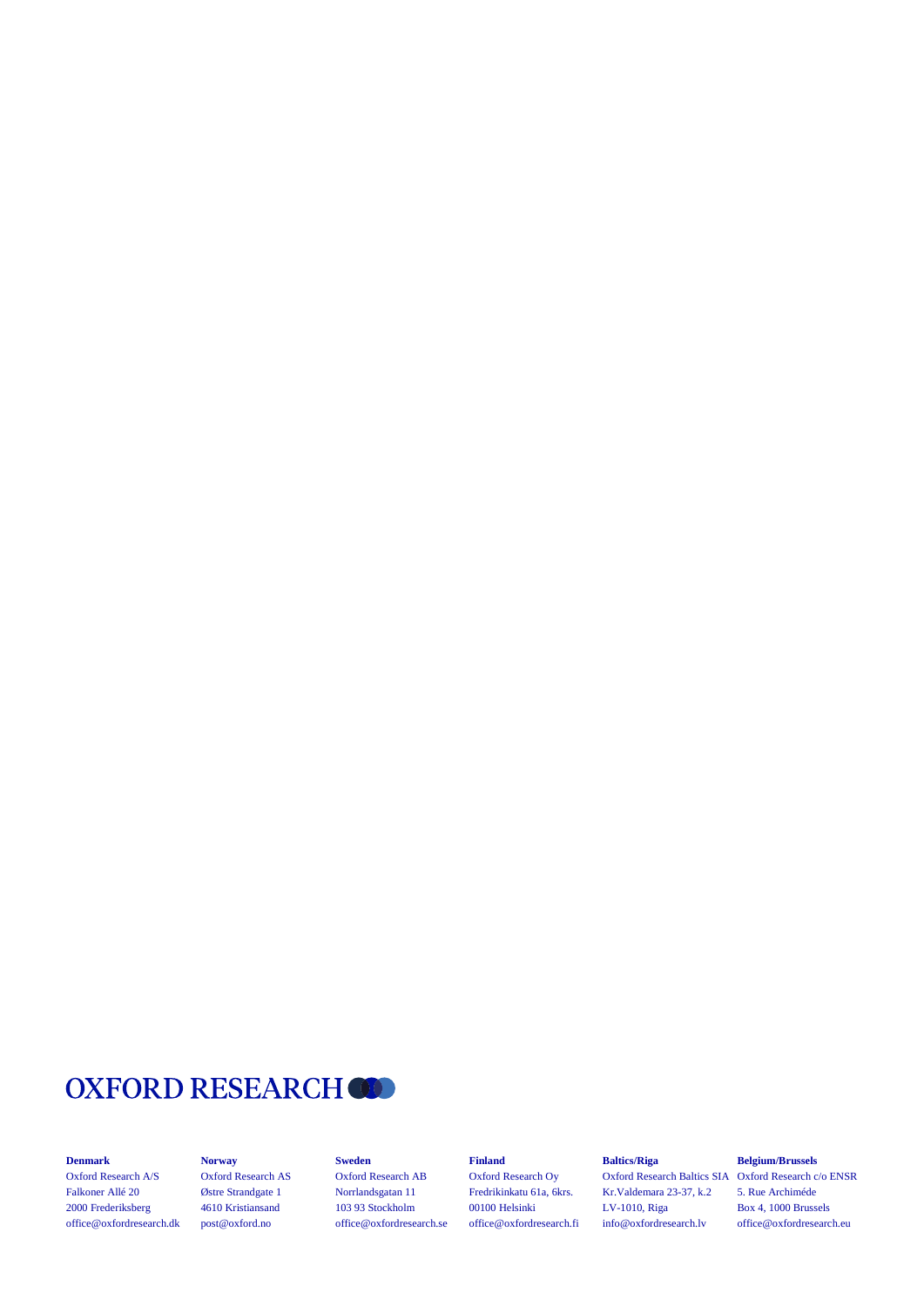OXFORD RESEARCH

**Denmark**
Oxford Research A/S
Falkoner Allé 20
2000 Frederiksberg
office@oxfordresearch.dk

**Norway**
Oxford Research AS
Østre Strandgate 1
4610 Kristiansand
post@oxford.no

**Sweden**
Oxford Research AB
Norrlandsgatan 11
103 93 Stockholm
office@oxfordresearch.se

**Finland**
Oxford Research Oy
Fredrikinkatu 61a, 6krs.
00100 Helsinki
office@oxfordresearch.fi

**Baltics/Riga**
Oxford Research Baltics SIA
Kr.Valdemara 23-37, k.2
LV-1010, Riga
info@oxfordresearch.lv

**Belgium/Brussels**
Oxford Research c/o ENSR
5. Rue Archiméde
Box 4, 1000 Brussels
office@oxfordresearch.eu